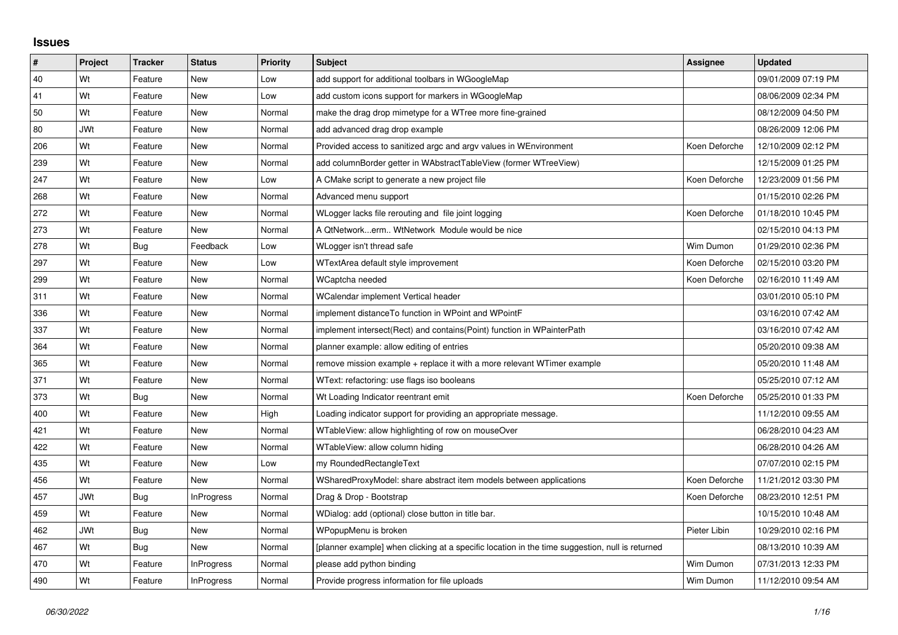## Issues

| # | Project | Tracker | Status | Priority | Subject | Assignee | Updated |
|---|---|---|---|---|---|---|---|
| 40 | Wt | Feature | New | Low | add support for additional toolbars in WGoogleMap | | 09/01/2009 07:19 PM |
| 41 | Wt | Feature | New | Low | add custom icons support for markers in WGoogleMap | | 08/06/2009 02:34 PM |
| 50 | Wt | Feature | New | Normal | make the drag drop mimetype for a WTree more fine-grained | | 08/12/2009 04:50 PM |
| 80 | JWt | Feature | New | Normal | add advanced drag drop example | | 08/26/2009 12:06 PM |
| 206 | Wt | Feature | New | Normal | Provided access to sanitized argc and argv values in WEnvironment | Koen Deforche | 12/10/2009 02:12 PM |
| 239 | Wt | Feature | New | Normal | add columnBorder getter in WAbstractTableView (former WTreeView) | | 12/15/2009 01:25 PM |
| 247 | Wt | Feature | New | Low | A CMake script to generate a new project file | Koen Deforche | 12/23/2009 01:56 PM |
| 268 | Wt | Feature | New | Normal | Advanced menu support | | 01/15/2010 02:26 PM |
| 272 | Wt | Feature | New | Normal | WLogger lacks file rerouting and file joint logging | Koen Deforche | 01/18/2010 10:45 PM |
| 273 | Wt | Feature | New | Normal | A QtNetwork...erm.. WtNetwork Module would be nice | | 02/15/2010 04:13 PM |
| 278 | Wt | Bug | Feedback | Low | WLogger isn't thread safe | Wim Dumon | 01/29/2010 02:36 PM |
| 297 | Wt | Feature | New | Low | WTextArea default style improvement | Koen Deforche | 02/15/2010 03:20 PM |
| 299 | Wt | Feature | New | Normal | WCaptcha needed | Koen Deforche | 02/16/2010 11:49 AM |
| 311 | Wt | Feature | New | Normal | WCalendar implement Vertical header | | 03/01/2010 05:10 PM |
| 336 | Wt | Feature | New | Normal | implement distanceTo function in WPoint and WPointF | | 03/16/2010 07:42 AM |
| 337 | Wt | Feature | New | Normal | implement intersect(Rect) and contains(Point) function in WPainterPath | | 03/16/2010 07:42 AM |
| 364 | Wt | Feature | New | Normal | planner example: allow editing of entries | | 05/20/2010 09:38 AM |
| 365 | Wt | Feature | New | Normal | remove mission example + replace it with a more relevant WTimer example | | 05/20/2010 11:48 AM |
| 371 | Wt | Feature | New | Normal | WText: refactoring: use flags iso booleans | | 05/25/2010 07:12 AM |
| 373 | Wt | Bug | New | Normal | Wt Loading Indicator reentrant emit | Koen Deforche | 05/25/2010 01:33 PM |
| 400 | Wt | Feature | New | High | Loading indicator support for providing an appropriate message. | | 11/12/2010 09:55 AM |
| 421 | Wt | Feature | New | Normal | WTableView: allow highlighting of row on mouseOver | | 06/28/2010 04:23 AM |
| 422 | Wt | Feature | New | Normal | WTableView: allow column hiding | | 06/28/2010 04:26 AM |
| 435 | Wt | Feature | New | Low | my RoundedRectangleText | | 07/07/2010 02:15 PM |
| 456 | Wt | Feature | New | Normal | WSharedProxyModel: share abstract item models between applications | Koen Deforche | 11/21/2012 03:30 PM |
| 457 | JWt | Bug | InProgress | Normal | Drag & Drop - Bootstrap | Koen Deforche | 08/23/2010 12:51 PM |
| 459 | Wt | Feature | New | Normal | WDialog: add (optional) close button in title bar. | | 10/15/2010 10:48 AM |
| 462 | JWt | Bug | New | Normal | WPopupMenu is broken | Pieter Libin | 10/29/2010 02:16 PM |
| 467 | Wt | Bug | New | Normal | [planner example] when clicking at a specific location in the time suggestion, null is returned | | 08/13/2010 10:39 AM |
| 470 | Wt | Feature | InProgress | Normal | please add python binding | Wim Dumon | 07/31/2013 12:33 PM |
| 490 | Wt | Feature | InProgress | Normal | Provide progress information for file uploads | Wim Dumon | 11/12/2010 09:54 AM |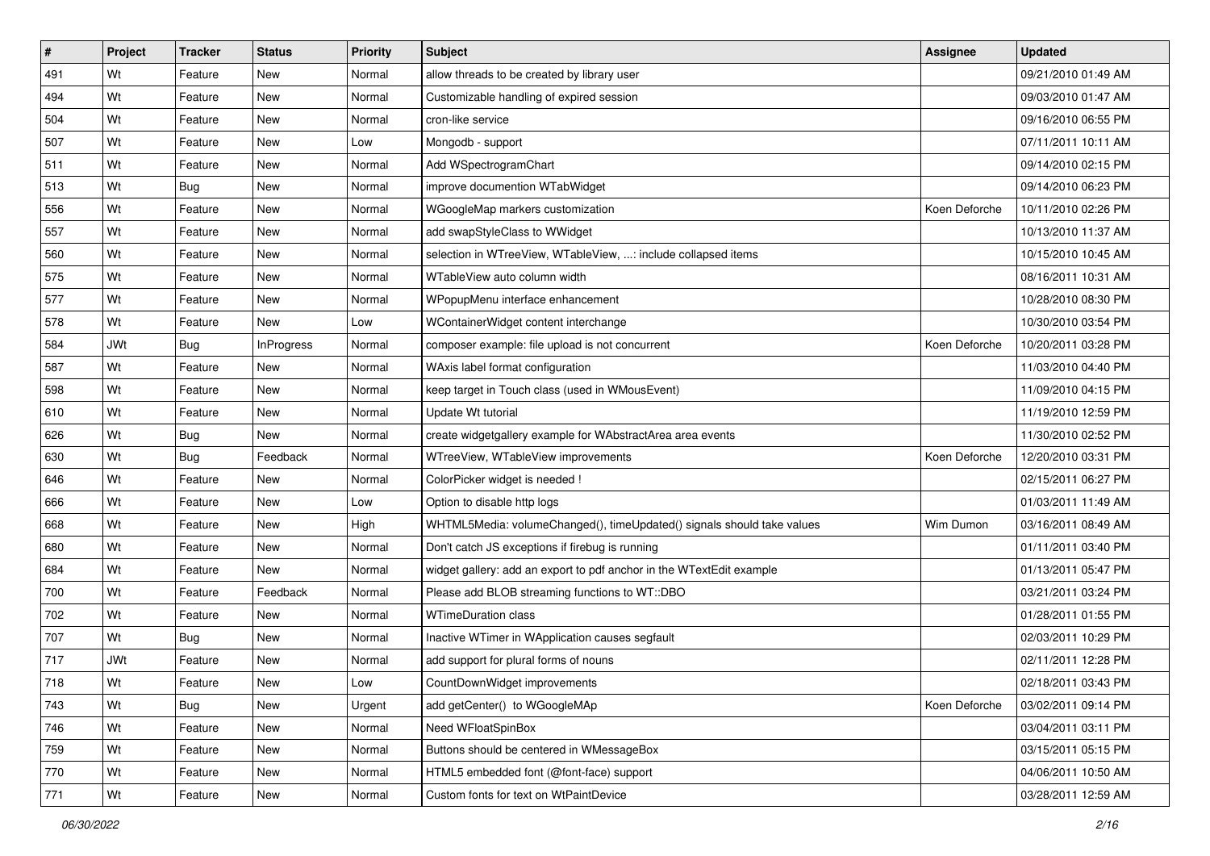| # | Project | Tracker | Status | Priority | Subject | Assignee | Updated |
|---|---|---|---|---|---|---|---|
| 491 | Wt | Feature | New | Normal | allow threads to be created by library user | | 09/21/2010 01:49 AM |
| 494 | Wt | Feature | New | Normal | Customizable handling of expired session | | 09/03/2010 01:47 AM |
| 504 | Wt | Feature | New | Normal | cron-like service | | 09/16/2010 06:55 PM |
| 507 | Wt | Feature | New | Low | Mongodb - support | | 07/11/2011 10:11 AM |
| 511 | Wt | Feature | New | Normal | Add WSpectrogramChart | | 09/14/2010 02:15 PM |
| 513 | Wt | Bug | New | Normal | improve documention WTabWidget | | 09/14/2010 06:23 PM |
| 556 | Wt | Feature | New | Normal | WGoogleMap markers customization | Koen Deforche | 10/11/2010 02:26 PM |
| 557 | Wt | Feature | New | Normal | add swapStyleClass to WWidget | | 10/13/2010 11:37 AM |
| 560 | Wt | Feature | New | Normal | selection in WTreeView, WTableView, ...: include collapsed items | | 10/15/2010 10:45 AM |
| 575 | Wt | Feature | New | Normal | WTableView auto column width | | 08/16/2011 10:31 AM |
| 577 | Wt | Feature | New | Normal | WPopupMenu interface enhancement | | 10/28/2010 08:30 PM |
| 578 | Wt | Feature | New | Low | WContainerWidget content interchange | | 10/30/2010 03:54 PM |
| 584 | JWt | Bug | InProgress | Normal | composer example: file upload is not concurrent | Koen Deforche | 10/20/2011 03:28 PM |
| 587 | Wt | Feature | New | Normal | WAxis label format configuration | | 11/03/2010 04:40 PM |
| 598 | Wt | Feature | New | Normal | keep target in Touch class (used in WMousEvent) | | 11/09/2010 04:15 PM |
| 610 | Wt | Feature | New | Normal | Update Wt tutorial | | 11/19/2010 12:59 PM |
| 626 | Wt | Bug | New | Normal | create widgetgallery example for WAbstractArea area events | | 11/30/2010 02:52 PM |
| 630 | Wt | Bug | Feedback | Normal | WTreeView, WTableView improvements | Koen Deforche | 12/20/2010 03:31 PM |
| 646 | Wt | Feature | New | Normal | ColorPicker widget is needed ! | | 02/15/2011 06:27 PM |
| 666 | Wt | Feature | New | Low | Option to disable http logs | | 01/03/2011 11:49 AM |
| 668 | Wt | Feature | New | High | WHTML5Media: volumeChanged(), timeUpdated() signals should take values | Wim Dumon | 03/16/2011 08:49 AM |
| 680 | Wt | Feature | New | Normal | Don't catch JS exceptions if firebug is running | | 01/11/2011 03:40 PM |
| 684 | Wt | Feature | New | Normal | widget gallery: add an export to pdf anchor in the WTextEdit example | | 01/13/2011 05:47 PM |
| 700 | Wt | Feature | Feedback | Normal | Please add BLOB streaming functions to WT::DBO | | 03/21/2011 03:24 PM |
| 702 | Wt | Feature | New | Normal | WTimeDuration class | | 01/28/2011 01:55 PM |
| 707 | Wt | Bug | New | Normal | Inactive WTimer in WApplication causes segfault | | 02/03/2011 10:29 PM |
| 717 | JWt | Feature | New | Normal | add support for plural forms of nouns | | 02/11/2011 12:28 PM |
| 718 | Wt | Feature | New | Low | CountDownWidget improvements | | 02/18/2011 03:43 PM |
| 743 | Wt | Bug | New | Urgent | add getCenter() to WGoogleMAp | Koen Deforche | 03/02/2011 09:14 PM |
| 746 | Wt | Feature | New | Normal | Need WFloatSpinBox | | 03/04/2011 03:11 PM |
| 759 | Wt | Feature | New | Normal | Buttons should be centered in WMessageBox | | 03/15/2011 05:15 PM |
| 770 | Wt | Feature | New | Normal | HTML5 embedded font (@font-face) support | | 04/06/2011 10:50 AM |
| 771 | Wt | Feature | New | Normal | Custom fonts for text on WtPaintDevice | | 03/28/2011 12:59 AM |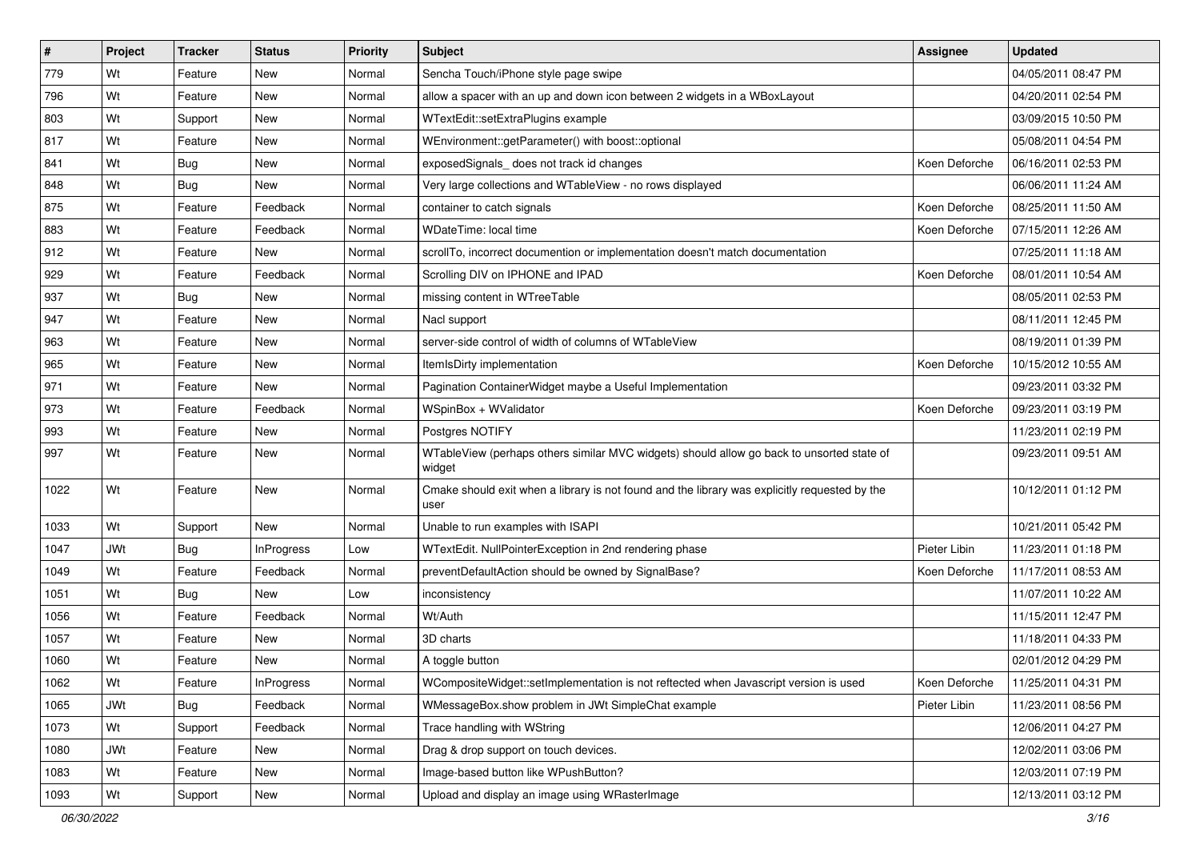| # | Project | Tracker | Status | Priority | Subject | Assignee | Updated |
|---|---|---|---|---|---|---|---|
| 779 | Wt | Feature | New | Normal | Sencha Touch/iPhone style page swipe | | 04/05/2011 08:47 PM |
| 796 | Wt | Feature | New | Normal | allow a spacer with an up and down icon between 2 widgets in a WBoxLayout | | 04/20/2011 02:54 PM |
| 803 | Wt | Support | New | Normal | WTextEdit::setExtraPlugins example | | 03/09/2015 10:50 PM |
| 817 | Wt | Feature | New | Normal | WEnvironment::getParameter() with boost::optional | | 05/08/2011 04:54 PM |
| 841 | Wt | Bug | New | Normal | exposedSignals_ does not track id changes | Koen Deforche | 06/16/2011 02:53 PM |
| 848 | Wt | Bug | New | Normal | Very large collections and WTableView - no rows displayed | | 06/06/2011 11:24 AM |
| 875 | Wt | Feature | Feedback | Normal | container to catch signals | Koen Deforche | 08/25/2011 11:50 AM |
| 883 | Wt | Feature | Feedback | Normal | WDateTime: local time | Koen Deforche | 07/15/2011 12:26 AM |
| 912 | Wt | Feature | New | Normal | scrollTo, incorrect documention or implementation doesn't match documentation | | 07/25/2011 11:18 AM |
| 929 | Wt | Feature | Feedback | Normal | Scrolling DIV on IPHONE and IPAD | Koen Deforche | 08/01/2011 10:54 AM |
| 937 | Wt | Bug | New | Normal | missing content in WTreeTable | | 08/05/2011 02:53 PM |
| 947 | Wt | Feature | New | Normal | Nacl support | | 08/11/2011 12:45 PM |
| 963 | Wt | Feature | New | Normal | server-side control of width of columns of WTableView | | 08/19/2011 01:39 PM |
| 965 | Wt | Feature | New | Normal | ItemIsDirty implementation | Koen Deforche | 10/15/2012 10:55 AM |
| 971 | Wt | Feature | New | Normal | Pagination ContainerWidget maybe a Useful Implementation | | 09/23/2011 03:32 PM |
| 973 | Wt | Feature | Feedback | Normal | WSpinBox + WValidator | Koen Deforche | 09/23/2011 03:19 PM |
| 993 | Wt | Feature | New | Normal | Postgres NOTIFY | | 11/23/2011 02:19 PM |
| 997 | Wt | Feature | New | Normal | WTableView (perhaps others similar MVC widgets) should allow go back to unsorted state of widget | | 09/23/2011 09:51 AM |
| 1022 | Wt | Feature | New | Normal | Cmake should exit when a library is not found and the library was explicitly requested by the user | | 10/12/2011 01:12 PM |
| 1033 | Wt | Support | New | Normal | Unable to run examples with ISAPI | | 10/21/2011 05:42 PM |
| 1047 | JWt | Bug | InProgress | Low | WTextEdit. NullPointerException in 2nd rendering phase | Pieter Libin | 11/23/2011 01:18 PM |
| 1049 | Wt | Feature | Feedback | Normal | preventDefaultAction should be owned by SignalBase? | Koen Deforche | 11/17/2011 08:53 AM |
| 1051 | Wt | Bug | New | Low | inconsistency | | 11/07/2011 10:22 AM |
| 1056 | Wt | Feature | Feedback | Normal | Wt/Auth | | 11/15/2011 12:47 PM |
| 1057 | Wt | Feature | New | Normal | 3D charts | | 11/18/2011 04:33 PM |
| 1060 | Wt | Feature | New | Normal | A toggle button | | 02/01/2012 04:29 PM |
| 1062 | Wt | Feature | InProgress | Normal | WCompositeWidget::setImplementation is not reftected when Javascript version is used | Koen Deforche | 11/25/2011 04:31 PM |
| 1065 | JWt | Bug | Feedback | Normal | WMessageBox.show problem in JWt SimpleChat example | Pieter Libin | 11/23/2011 08:56 PM |
| 1073 | Wt | Support | Feedback | Normal | Trace handling with WString | | 12/06/2011 04:27 PM |
| 1080 | JWt | Feature | New | Normal | Drag & drop support on touch devices. | | 12/02/2011 03:06 PM |
| 1083 | Wt | Feature | New | Normal | Image-based button like WPushButton? | | 12/03/2011 07:19 PM |
| 1093 | Wt | Support | New | Normal | Upload and display an image using WRasterImage | | 12/13/2011 03:12 PM |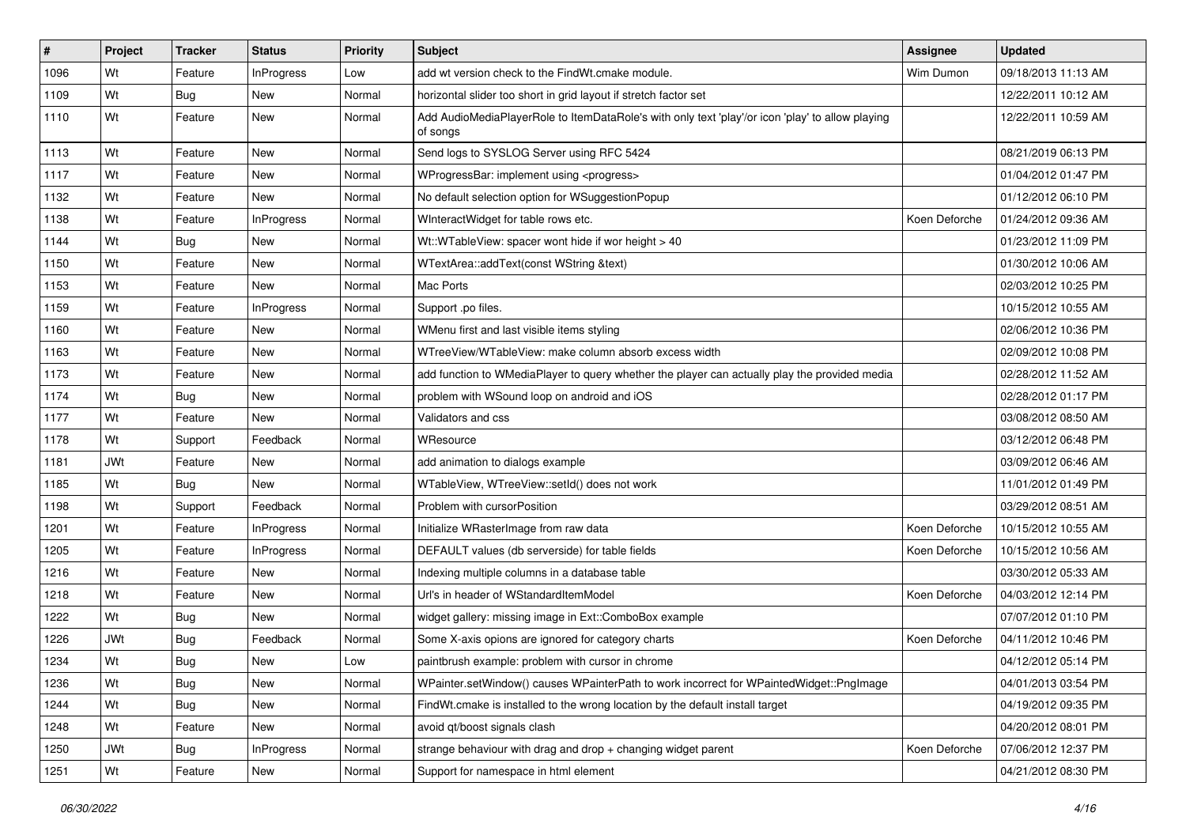| # | Project | Tracker | Status | Priority | Subject | Assignee | Updated |
| --- | --- | --- | --- | --- | --- | --- | --- |
| 1096 | Wt | Feature | InProgress | Low | add wt version check to the FindWt.cmake module. | Wim Dumon | 09/18/2013 11:13 AM |
| 1109 | Wt | Bug | New | Normal | horizontal slider too short in grid layout if stretch factor set | | 12/22/2011 10:12 AM |
| 1110 | Wt | Feature | New | Normal | Add AudioMediaPlayerRole to ItemDataRole's with only text 'play'/or icon 'play' to allow playing of songs | | 12/22/2011 10:59 AM |
| 1113 | Wt | Feature | New | Normal | Send logs to SYSLOG Server using RFC 5424 | | 08/21/2019 06:13 PM |
| 1117 | Wt | Feature | New | Normal | WProgressBar: implement using <progress> | | 01/04/2012 01:47 PM |
| 1132 | Wt | Feature | New | Normal | No default selection option for WSuggestionPopup | | 01/12/2012 06:10 PM |
| 1138 | Wt | Feature | InProgress | Normal | WInteractWidget for table rows etc. | Koen Deforche | 01/24/2012 09:36 AM |
| 1144 | Wt | Bug | New | Normal | Wt::WTableView: spacer wont hide if wor height > 40 | | 01/23/2012 11:09 PM |
| 1150 | Wt | Feature | New | Normal | WTextArea::addText(const WString &text) | | 01/30/2012 10:06 AM |
| 1153 | Wt | Feature | New | Normal | Mac Ports | | 02/03/2012 10:25 PM |
| 1159 | Wt | Feature | InProgress | Normal | Support .po files. | | 10/15/2012 10:55 AM |
| 1160 | Wt | Feature | New | Normal | WMenu first and last visible items styling | | 02/06/2012 10:36 PM |
| 1163 | Wt | Feature | New | Normal | WTreeView/WTableView: make column absorb excess width | | 02/09/2012 10:08 PM |
| 1173 | Wt | Feature | New | Normal | add function to WMediaPlayer to query whether the player can actually play the provided media | | 02/28/2012 11:52 AM |
| 1174 | Wt | Bug | New | Normal | problem with WSound loop on android and iOS | | 02/28/2012 01:17 PM |
| 1177 | Wt | Feature | New | Normal | Validators and css | | 03/08/2012 08:50 AM |
| 1178 | Wt | Support | Feedback | Normal | WResource | | 03/12/2012 06:48 PM |
| 1181 | JWt | Feature | New | Normal | add animation to dialogs example | | 03/09/2012 06:46 AM |
| 1185 | Wt | Bug | New | Normal | WTableView, WTreeView::setId() does not work | | 11/01/2012 01:49 PM |
| 1198 | Wt | Support | Feedback | Normal | Problem with cursorPosition | | 03/29/2012 08:51 AM |
| 1201 | Wt | Feature | InProgress | Normal | Initialize WRasterImage from raw data | Koen Deforche | 10/15/2012 10:55 AM |
| 1205 | Wt | Feature | InProgress | Normal | DEFAULT values (db serverside) for table fields | Koen Deforche | 10/15/2012 10:56 AM |
| 1216 | Wt | Feature | New | Normal | Indexing multiple columns in a database table | | 03/30/2012 05:33 AM |
| 1218 | Wt | Feature | New | Normal | Url's in header of WStandardItemModel | Koen Deforche | 04/03/2012 12:14 PM |
| 1222 | Wt | Bug | New | Normal | widget gallery: missing image in Ext::ComboBox example | | 07/07/2012 01:10 PM |
| 1226 | JWt | Bug | Feedback | Normal | Some X-axis opions are ignored for category charts | Koen Deforche | 04/11/2012 10:46 PM |
| 1234 | Wt | Bug | New | Low | paintbrush example: problem with cursor in chrome | | 04/12/2012 05:14 PM |
| 1236 | Wt | Bug | New | Normal | WPainter.setWindow() causes WPainterPath to work incorrect for WPaintedWidget::PngImage | | 04/01/2013 03:54 PM |
| 1244 | Wt | Bug | New | Normal | FindWt.cmake is installed to the wrong location by the default install target | | 04/19/2012 09:35 PM |
| 1248 | Wt | Feature | New | Normal | avoid qt/boost signals clash | | 04/20/2012 08:01 PM |
| 1250 | JWt | Bug | InProgress | Normal | strange behaviour with drag and drop + changing widget parent | Koen Deforche | 07/06/2012 12:37 PM |
| 1251 | Wt | Feature | New | Normal | Support for namespace in html element | | 04/21/2012 08:30 PM |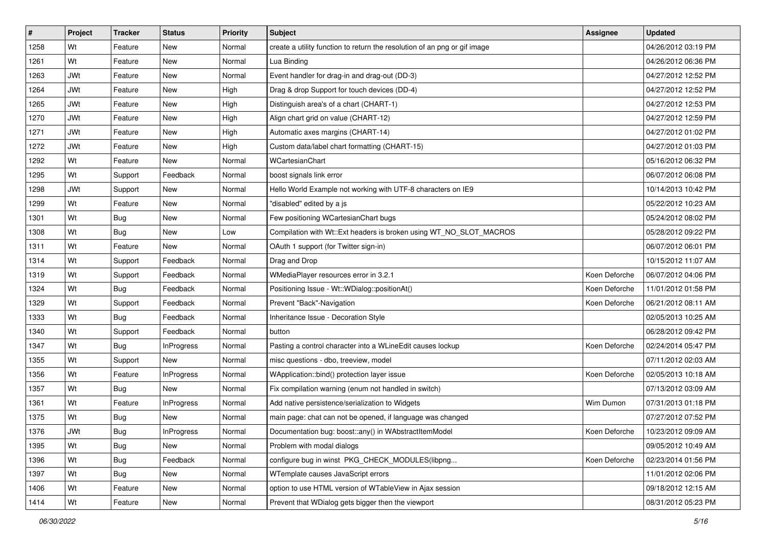| # | Project | Tracker | Status | Priority | Subject | Assignee | Updated |
|---|---|---|---|---|---|---|---|
| 1258 | Wt | Feature | New | Normal | create a utility function to return the resolution of an png or gif image | | 04/26/2012 03:19 PM |
| 1261 | Wt | Feature | New | Normal | Lua Binding | | 04/26/2012 06:36 PM |
| 1263 | JWt | Feature | New | Normal | Event handler for drag-in and drag-out (DD-3) | | 04/27/2012 12:52 PM |
| 1264 | JWt | Feature | New | High | Drag & drop Support for touch devices (DD-4) | | 04/27/2012 12:52 PM |
| 1265 | JWt | Feature | New | High | Distinguish area's of a chart (CHART-1) | | 04/27/2012 12:53 PM |
| 1270 | JWt | Feature | New | High | Align chart grid on value (CHART-12) | | 04/27/2012 12:59 PM |
| 1271 | JWt | Feature | New | High | Automatic axes margins (CHART-14) | | 04/27/2012 01:02 PM |
| 1272 | JWt | Feature | New | High | Custom data/label chart formatting (CHART-15) | | 04/27/2012 01:03 PM |
| 1292 | Wt | Feature | New | Normal | WCartesianChart | | 05/16/2012 06:32 PM |
| 1295 | Wt | Support | Feedback | Normal | boost signals link error | | 06/07/2012 06:08 PM |
| 1298 | JWt | Support | New | Normal | Hello World Example not working with UTF-8 characters on IE9 | | 10/14/2013 10:42 PM |
| 1299 | Wt | Feature | New | Normal | "disabled" edited by a js | | 05/22/2012 10:23 AM |
| 1301 | Wt | Bug | New | Normal | Few positioning WCartesianChart bugs | | 05/24/2012 08:02 PM |
| 1308 | Wt | Bug | New | Low | Compilation with Wt::Ext headers is broken using WT_NO_SLOT_MACROS | | 05/28/2012 09:22 PM |
| 1311 | Wt | Feature | New | Normal | OAuth 1 support (for Twitter sign-in) | | 06/07/2012 06:01 PM |
| 1314 | Wt | Support | Feedback | Normal | Drag and Drop | | 10/15/2012 11:07 AM |
| 1319 | Wt | Support | Feedback | Normal | WMediaPlayer resources error in 3.2.1 | Koen Deforche | 06/07/2012 04:06 PM |
| 1324 | Wt | Bug | Feedback | Normal | Positioning Issue - Wt::WDialog::positionAt() | Koen Deforche | 11/01/2012 01:58 PM |
| 1329 | Wt | Support | Feedback | Normal | Prevent "Back"-Navigation | Koen Deforche | 06/21/2012 08:11 AM |
| 1333 | Wt | Bug | Feedback | Normal | Inheritance Issue - Decoration Style | | 02/05/2013 10:25 AM |
| 1340 | Wt | Support | Feedback | Normal | button | | 06/28/2012 09:42 PM |
| 1347 | Wt | Bug | InProgress | Normal | Pasting a control character into a WLineEdit causes lockup | Koen Deforche | 02/24/2014 05:47 PM |
| 1355 | Wt | Support | New | Normal | misc questions - dbo, treeview, model | | 07/11/2012 02:03 AM |
| 1356 | Wt | Feature | InProgress | Normal | WApplication::bind() protection layer issue | Koen Deforche | 02/05/2013 10:18 AM |
| 1357 | Wt | Bug | New | Normal | Fix compilation warning (enum not handled in switch) | | 07/13/2012 03:09 AM |
| 1361 | Wt | Feature | InProgress | Normal | Add native persistence/serialization to Widgets | Wim Dumon | 07/31/2013 01:18 PM |
| 1375 | Wt | Bug | New | Normal | main page: chat can not be opened, if language was changed | | 07/27/2012 07:52 PM |
| 1376 | JWt | Bug | InProgress | Normal | Documentation bug: boost::any() in WAbstractItemModel | Koen Deforche | 10/23/2012 09:09 AM |
| 1395 | Wt | Bug | New | Normal | Problem with modal dialogs | | 09/05/2012 10:49 AM |
| 1396 | Wt | Bug | Feedback | Normal | configure bug in winst PKG_CHECK_MODULES(libpng... | Koen Deforche | 02/23/2014 01:56 PM |
| 1397 | Wt | Bug | New | Normal | WTemplate causes JavaScript errors | | 11/01/2012 02:06 PM |
| 1406 | Wt | Feature | New | Normal | option to use HTML version of WTableView in Ajax session | | 09/18/2012 12:15 AM |
| 1414 | Wt | Feature | New | Normal | Prevent that WDialog gets bigger then the viewport | | 08/31/2012 05:23 PM |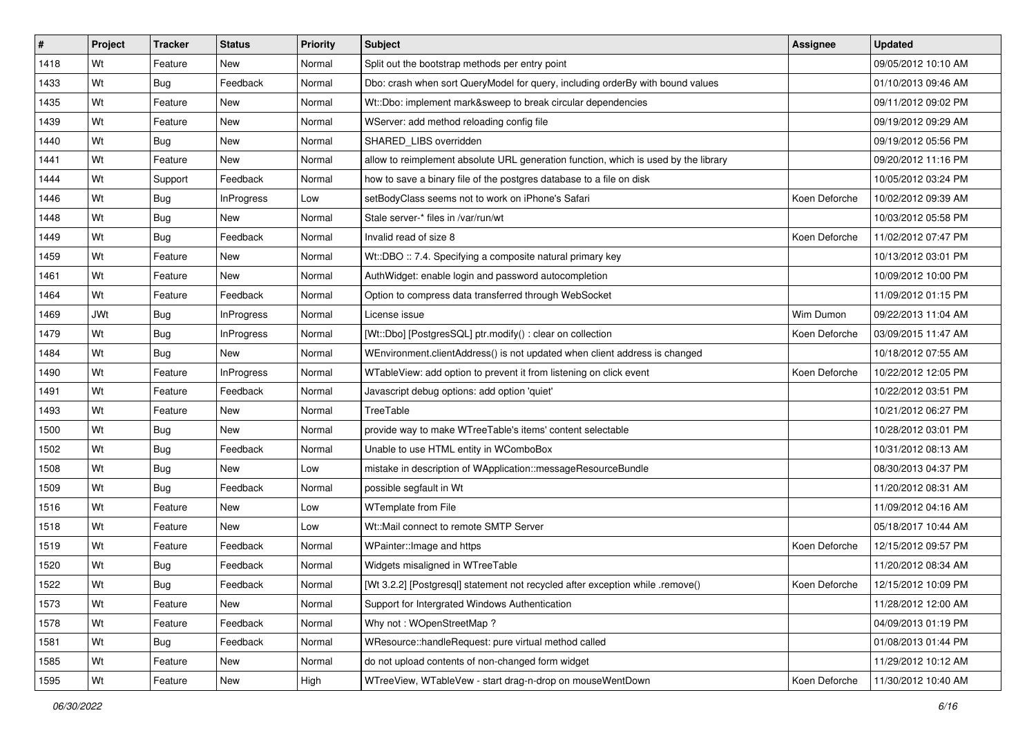| # | Project | Tracker | Status | Priority | Subject | Assignee | Updated |
|---|---|---|---|---|---|---|---|
| 1418 | Wt | Feature | New | Normal | Split out the bootstrap methods per entry point | | 09/05/2012 10:10 AM |
| 1433 | Wt | Bug | Feedback | Normal | Dbo: crash when sort QueryModel for query, including orderBy with bound values | | 01/10/2013 09:46 AM |
| 1435 | Wt | Feature | New | Normal | Wt::Dbo: implement mark&sweep to break circular dependencies | | 09/11/2012 09:02 PM |
| 1439 | Wt | Feature | New | Normal | WServer: add method reloading config file | | 09/19/2012 09:29 AM |
| 1440 | Wt | Bug | New | Normal | SHARED_LIBS overridden | | 09/19/2012 05:56 PM |
| 1441 | Wt | Feature | New | Normal | allow to reimplement absolute URL generation function, which is used by the library | | 09/20/2012 11:16 PM |
| 1444 | Wt | Support | Feedback | Normal | how to save a binary file of the postgres database to a file on disk | | 10/05/2012 03:24 PM |
| 1446 | Wt | Bug | InProgress | Low | setBodyClass seems not to work on iPhone's Safari | Koen Deforche | 10/02/2012 09:39 AM |
| 1448 | Wt | Bug | New | Normal | Stale server-* files in /var/run/wt | | 10/03/2012 05:58 PM |
| 1449 | Wt | Bug | Feedback | Normal | Invalid read of size 8 | Koen Deforche | 11/02/2012 07:47 PM |
| 1459 | Wt | Feature | New | Normal | Wt::DBO :: 7.4. Specifying a composite natural primary key | | 10/13/2012 03:01 PM |
| 1461 | Wt | Feature | New | Normal | AuthWidget: enable login and password autocompletion | | 10/09/2012 10:00 PM |
| 1464 | Wt | Feature | Feedback | Normal | Option to compress data transferred through WebSocket | | 11/09/2012 01:15 PM |
| 1469 | JWt | Bug | InProgress | Normal | License issue | Wim Dumon | 09/22/2013 11:04 AM |
| 1479 | Wt | Bug | InProgress | Normal | [Wt::Dbo] [PostgresSQL] ptr.modify() : clear on collection | Koen Deforche | 03/09/2015 11:47 AM |
| 1484 | Wt | Bug | New | Normal | WEnvironment.clientAddress() is not updated when client address is changed | | 10/18/2012 07:55 AM |
| 1490 | Wt | Feature | InProgress | Normal | WTableView: add option to prevent it from listening on click event | Koen Deforche | 10/22/2012 12:05 PM |
| 1491 | Wt | Feature | Feedback | Normal | Javascript debug options: add option 'quiet' | | 10/22/2012 03:51 PM |
| 1493 | Wt | Feature | New | Normal | TreeTable | | 10/21/2012 06:27 PM |
| 1500 | Wt | Bug | New | Normal | provide way to make WTreeTable's items' content selectable | | 10/28/2012 03:01 PM |
| 1502 | Wt | Bug | Feedback | Normal | Unable to use HTML entity in WComboBox | | 10/31/2012 08:13 AM |
| 1508 | Wt | Bug | New | Low | mistake in description of WApplication::messageResourceBundle | | 08/30/2013 04:37 PM |
| 1509 | Wt | Bug | Feedback | Normal | possible segfault in Wt | | 11/20/2012 08:31 AM |
| 1516 | Wt | Feature | New | Low | WTemplate from File | | 11/09/2012 04:16 AM |
| 1518 | Wt | Feature | New | Low | Wt::Mail connect to remote SMTP Server | | 05/18/2017 10:44 AM |
| 1519 | Wt | Feature | Feedback | Normal | WPainter::Image and https | Koen Deforche | 12/15/2012 09:57 PM |
| 1520 | Wt | Bug | Feedback | Normal | Widgets misaligned in WTreeTable | | 11/20/2012 08:34 AM |
| 1522 | Wt | Bug | Feedback | Normal | [Wt 3.2.2] [Postgresql] statement not recycled after exception while .remove() | Koen Deforche | 12/15/2012 10:09 PM |
| 1573 | Wt | Feature | New | Normal | Support for Intergrated Windows Authentication | | 11/28/2012 12:00 AM |
| 1578 | Wt | Feature | Feedback | Normal | Why not : WOpenStreetMap ? | | 04/09/2013 01:19 PM |
| 1581 | Wt | Bug | Feedback | Normal | WResource::handleRequest: pure virtual method called | | 01/08/2013 01:44 PM |
| 1585 | Wt | Feature | New | Normal | do not upload contents of non-changed form widget | | 11/29/2012 10:12 AM |
| 1595 | Wt | Feature | New | High | WTreeView, WTableVew - start drag-n-drop on mouseWentDown | Koen Deforche | 11/30/2012 10:40 AM |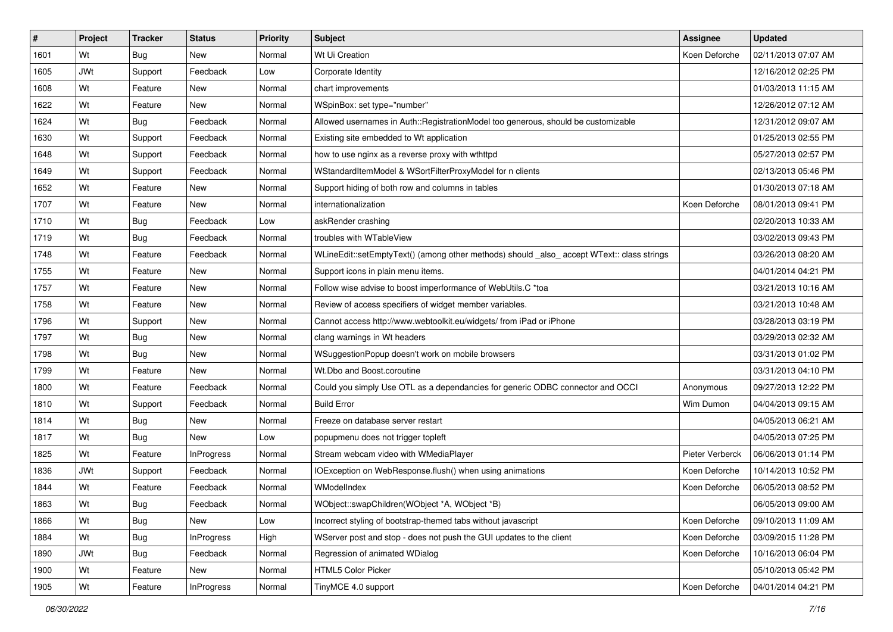| # | Project | Tracker | Status | Priority | Subject | Assignee | Updated |
| --- | --- | --- | --- | --- | --- | --- | --- |
| 1601 | Wt | Bug | New | Normal | Wt Ui Creation | Koen Deforche | 02/11/2013 07:07 AM |
| 1605 | JWt | Support | Feedback | Low | Corporate Identity | | 12/16/2012 02:25 PM |
| 1608 | Wt | Feature | New | Normal | chart improvements | | 01/03/2013 11:15 AM |
| 1622 | Wt | Feature | New | Normal | WSpinBox: set type="number" | | 12/26/2012 07:12 AM |
| 1624 | Wt | Bug | Feedback | Normal | Allowed usernames in Auth::RegistrationModel too generous, should be customizable | | 12/31/2012 09:07 AM |
| 1630 | Wt | Support | Feedback | Normal | Existing site embedded to Wt application | | 01/25/2013 02:55 PM |
| 1648 | Wt | Support | Feedback | Normal | how to use nginx as a reverse proxy with wthttpd | | 05/27/2013 02:57 PM |
| 1649 | Wt | Support | Feedback | Normal | WStandardItemModel & WSortFilterProxyModel for n clients | | 02/13/2013 05:46 PM |
| 1652 | Wt | Feature | New | Normal | Support hiding of both row and columns in tables | | 01/30/2013 07:18 AM |
| 1707 | Wt | Feature | New | Normal | internationalization | Koen Deforche | 08/01/2013 09:41 PM |
| 1710 | Wt | Bug | Feedback | Low | askRender crashing | | 02/20/2013 10:33 AM |
| 1719 | Wt | Bug | Feedback | Normal | troubles with WTableView | | 03/02/2013 09:43 PM |
| 1748 | Wt | Feature | Feedback | Normal | WLineEdit::setEmptyText() (among other methods) should _also_ accept WText:: class strings | | 03/26/2013 08:20 AM |
| 1755 | Wt | Feature | New | Normal | Support icons in plain menu items. | | 04/01/2014 04:21 PM |
| 1757 | Wt | Feature | New | Normal | Follow wise advise to boost imperformance of WebUtils.C *toa | | 03/21/2013 10:16 AM |
| 1758 | Wt | Feature | New | Normal | Review of access specifiers of widget member variables. | | 03/21/2013 10:48 AM |
| 1796 | Wt | Support | New | Normal | Cannot access http://www.webtoolkit.eu/widgets/ from iPad or iPhone | | 03/28/2013 03:19 PM |
| 1797 | Wt | Bug | New | Normal | clang warnings in Wt headers | | 03/29/2013 02:32 AM |
| 1798 | Wt | Bug | New | Normal | WSuggestionPopup doesn't work on mobile browsers | | 03/31/2013 01:02 PM |
| 1799 | Wt | Feature | New | Normal | Wt.Dbo and Boost.coroutine | | 03/31/2013 04:10 PM |
| 1800 | Wt | Feature | Feedback | Normal | Could you simply Use OTL as a dependancies for generic ODBC connector and OCCI | Anonymous | 09/27/2013 12:22 PM |
| 1810 | Wt | Support | Feedback | Normal | Build Error | Wim Dumon | 04/04/2013 09:15 AM |
| 1814 | Wt | Bug | New | Normal | Freeze on database server restart | | 04/05/2013 06:21 AM |
| 1817 | Wt | Bug | New | Low | popupmenu does not trigger topleft | | 04/05/2013 07:25 PM |
| 1825 | Wt | Feature | InProgress | Normal | Stream webcam video with WMediaPlayer | Pieter Verberck | 06/06/2013 01:14 PM |
| 1836 | JWt | Support | Feedback | Normal | IOException on WebResponse.flush() when using animations | Koen Deforche | 10/14/2013 10:52 PM |
| 1844 | Wt | Feature | Feedback | Normal | WModelIndex | Koen Deforche | 06/05/2013 08:52 PM |
| 1863 | Wt | Bug | Feedback | Normal | WObject::swapChildren(WObject *A, WObject *B) | | 06/05/2013 09:00 AM |
| 1866 | Wt | Bug | New | Low | Incorrect styling of bootstrap-themed tabs without javascript | Koen Deforche | 09/10/2013 11:09 AM |
| 1884 | Wt | Bug | InProgress | High | WServer post and stop - does not push the GUI updates to the client | Koen Deforche | 03/09/2015 11:28 PM |
| 1890 | JWt | Bug | Feedback | Normal | Regression of animated WDialog | Koen Deforche | 10/16/2013 06:04 PM |
| 1900 | Wt | Feature | New | Normal | HTML5 Color Picker | | 05/10/2013 05:42 PM |
| 1905 | Wt | Feature | InProgress | Normal | TinyMCE 4.0 support | Koen Deforche | 04/01/2014 04:21 PM |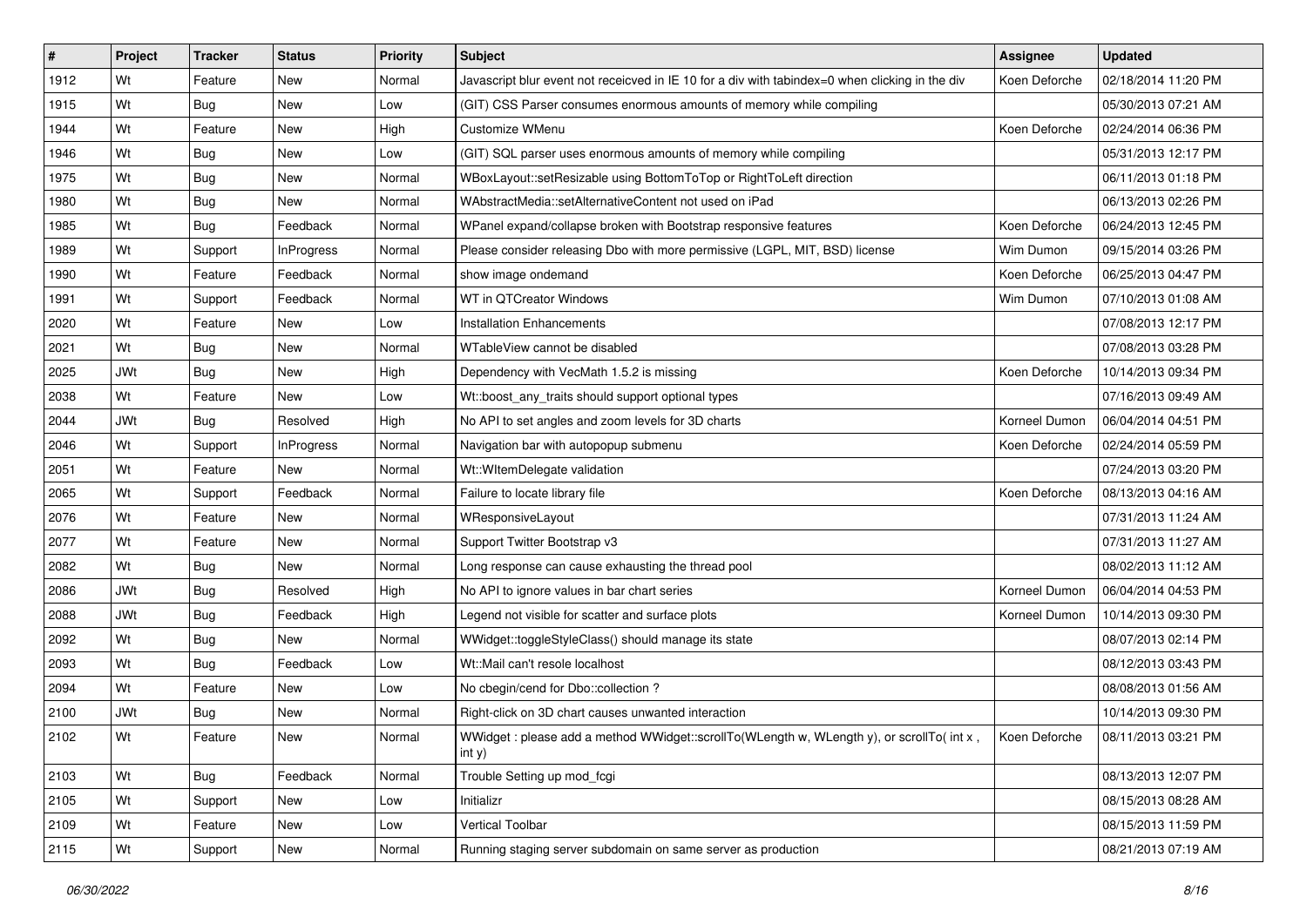| # | Project | Tracker | Status | Priority | Subject | Assignee | Updated |
|---|---|---|---|---|---|---|---|
| 1912 | Wt | Feature | New | Normal | Javascript blur event not receicved in IE 10 for a div with tabindex=0 when clicking in the div | Koen Deforche | 02/18/2014 11:20 PM |
| 1915 | Wt | Bug | New | Low | (GIT) CSS Parser consumes enormous amounts of memory while compiling | | 05/30/2013 07:21 AM |
| 1944 | Wt | Feature | New | High | Customize WMenu | Koen Deforche | 02/24/2014 06:36 PM |
| 1946 | Wt | Bug | New | Low | (GIT) SQL parser uses enormous amounts of memory while compiling | | 05/31/2013 12:17 PM |
| 1975 | Wt | Bug | New | Normal | WBoxLayout::setResizable using BottomToTop or RightToLeft direction | | 06/11/2013 01:18 PM |
| 1980 | Wt | Bug | New | Normal | WAbstractMedia::setAlternativeContent not used on iPad | | 06/13/2013 02:26 PM |
| 1985 | Wt | Bug | Feedback | Normal | WPanel expand/collapse broken with Bootstrap responsive features | Koen Deforche | 06/24/2013 12:45 PM |
| 1989 | Wt | Support | InProgress | Normal | Please consider releasing Dbo with more permissive (LGPL, MIT, BSD) license | Wim Dumon | 09/15/2014 03:26 PM |
| 1990 | Wt | Feature | Feedback | Normal | show image ondemand | Koen Deforche | 06/25/2013 04:47 PM |
| 1991 | Wt | Support | Feedback | Normal | WT in QTCreator Windows | Wim Dumon | 07/10/2013 01:08 AM |
| 2020 | Wt | Feature | New | Low | Installation Enhancements | | 07/08/2013 12:17 PM |
| 2021 | Wt | Bug | New | Normal | WTableView cannot be disabled | | 07/08/2013 03:28 PM |
| 2025 | JWt | Bug | New | High | Dependency with VecMath 1.5.2 is missing | Koen Deforche | 10/14/2013 09:34 PM |
| 2038 | Wt | Feature | New | Low | Wt::boost_any_traits should support optional types | | 07/16/2013 09:49 AM |
| 2044 | JWt | Bug | Resolved | High | No API to set angles and zoom levels for 3D charts | Korneel Dumon | 06/04/2014 04:51 PM |
| 2046 | Wt | Support | InProgress | Normal | Navigation bar with autopopup submenu | Koen Deforche | 02/24/2014 05:59 PM |
| 2051 | Wt | Feature | New | Normal | Wt::WItemDelegate validation | | 07/24/2013 03:20 PM |
| 2065 | Wt | Support | Feedback | Normal | Failure to locate library file | Koen Deforche | 08/13/2013 04:16 AM |
| 2076 | Wt | Feature | New | Normal | WResponsiveLayout | | 07/31/2013 11:24 AM |
| 2077 | Wt | Feature | New | Normal | Support Twitter Bootstrap v3 | | 07/31/2013 11:27 AM |
| 2082 | Wt | Bug | New | Normal | Long response can cause exhausting the thread pool | | 08/02/2013 11:12 AM |
| 2086 | JWt | Bug | Resolved | High | No API to ignore values in bar chart series | Korneel Dumon | 06/04/2014 04:53 PM |
| 2088 | JWt | Bug | Feedback | High | Legend not visible for scatter and surface plots | Korneel Dumon | 10/14/2013 09:30 PM |
| 2092 | Wt | Bug | New | Normal | WWidget::toggleStyleClass() should manage its state | | 08/07/2013 02:14 PM |
| 2093 | Wt | Bug | Feedback | Low | Wt::Mail can't resole localhost | | 08/12/2013 03:43 PM |
| 2094 | Wt | Feature | New | Low | No cbegin/cend for Dbo::collection ? | | 08/08/2013 01:56 AM |
| 2100 | JWt | Bug | New | Normal | Right-click on 3D chart causes unwanted interaction | | 10/14/2013 09:30 PM |
| 2102 | Wt | Feature | New | Normal | WWidget : please add a method WWidget::scrollTo(WLength w, WLength y), or scrollTo( int x , int y) | Koen Deforche | 08/11/2013 03:21 PM |
| 2103 | Wt | Bug | Feedback | Normal | Trouble Setting up mod_fcgi | | 08/13/2013 12:07 PM |
| 2105 | Wt | Support | New | Low | Initializr | | 08/15/2013 08:28 AM |
| 2109 | Wt | Feature | New | Low | Vertical Toolbar | | 08/15/2013 11:59 PM |
| 2115 | Wt | Support | New | Normal | Running staging server subdomain on same server as production | | 08/21/2013 07:19 AM |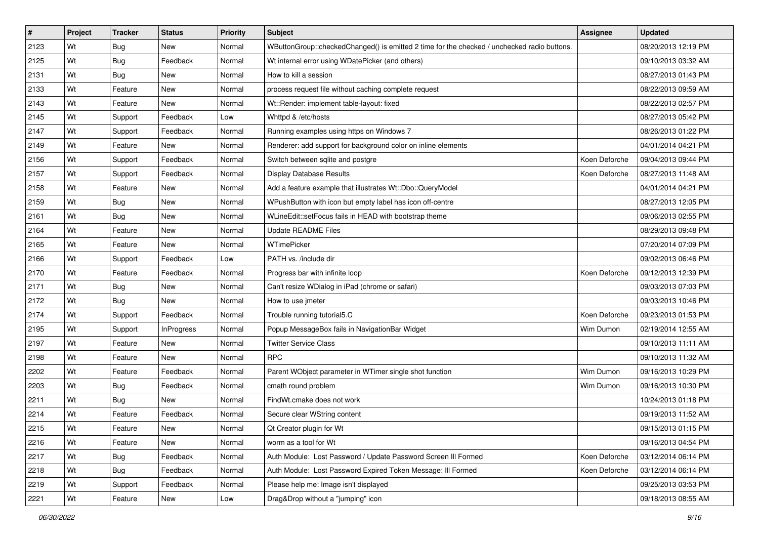| # | Project | Tracker | Status | Priority | Subject | Assignee | Updated |
|---|---|---|---|---|---|---|---|
| 2123 | Wt | Bug | New | Normal | WButtonGroup::checkedChanged() is emitted 2 time for the checked / unchecked radio buttons. | | 08/20/2013 12:19 PM |
| 2125 | Wt | Bug | Feedback | Normal | Wt internal error using WDatePicker (and others) | | 09/10/2013 03:32 AM |
| 2131 | Wt | Bug | New | Normal | How to kill a session | | 08/27/2013 01:43 PM |
| 2133 | Wt | Feature | New | Normal | process request file without caching complete request | | 08/22/2013 09:59 AM |
| 2143 | Wt | Feature | New | Normal | Wt::Render: implement table-layout: fixed | | 08/22/2013 02:57 PM |
| 2145 | Wt | Support | Feedback | Low | Whttpd & /etc/hosts | | 08/27/2013 05:42 PM |
| 2147 | Wt | Support | Feedback | Normal | Running examples using https on Windows 7 | | 08/26/2013 01:22 PM |
| 2149 | Wt | Feature | New | Normal | Renderer: add support for background color on inline elements | | 04/01/2014 04:21 PM |
| 2156 | Wt | Support | Feedback | Normal | Switch between sqlite and postgre | Koen Deforche | 09/04/2013 09:44 PM |
| 2157 | Wt | Support | Feedback | Normal | Display Database Results | Koen Deforche | 08/27/2013 11:48 AM |
| 2158 | Wt | Feature | New | Normal | Add a feature example that illustrates Wt::Dbo::QueryModel | | 04/01/2014 04:21 PM |
| 2159 | Wt | Bug | New | Normal | WPushButton with icon but empty label has icon off-centre | | 08/27/2013 12:05 PM |
| 2161 | Wt | Bug | New | Normal | WLineEdit::setFocus fails in HEAD with bootstrap theme | | 09/06/2013 02:55 PM |
| 2164 | Wt | Feature | New | Normal | Update README Files | | 08/29/2013 09:48 PM |
| 2165 | Wt | Feature | New | Normal | WTimePicker | | 07/20/2014 07:09 PM |
| 2166 | Wt | Support | Feedback | Low | PATH vs. /include dir | | 09/02/2013 06:46 PM |
| 2170 | Wt | Feature | Feedback | Normal | Progress bar with infinite loop | Koen Deforche | 09/12/2013 12:39 PM |
| 2171 | Wt | Bug | New | Normal | Can't resize WDialog in iPad (chrome or safari) | | 09/03/2013 07:03 PM |
| 2172 | Wt | Bug | New | Normal | How to use jmeter | | 09/03/2013 10:46 PM |
| 2174 | Wt | Support | Feedback | Normal | Trouble running tutorial5.C | Koen Deforche | 09/23/2013 01:53 PM |
| 2195 | Wt | Support | InProgress | Normal | Popup MessageBox fails in NavigationBar Widget | Wim Dumon | 02/19/2014 12:55 AM |
| 2197 | Wt | Feature | New | Normal | Twitter Service Class | | 09/10/2013 11:11 AM |
| 2198 | Wt | Feature | New | Normal | RPC | | 09/10/2013 11:32 AM |
| 2202 | Wt | Feature | Feedback | Normal | Parent WObject parameter in WTimer single shot function | Wim Dumon | 09/16/2013 10:29 PM |
| 2203 | Wt | Bug | Feedback | Normal | cmath round problem | Wim Dumon | 09/16/2013 10:30 PM |
| 2211 | Wt | Bug | New | Normal | FindWt.cmake does not work | | 10/24/2013 01:18 PM |
| 2214 | Wt | Feature | Feedback | Normal | Secure clear WString content | | 09/19/2013 11:52 AM |
| 2215 | Wt | Feature | New | Normal | Qt Creator plugin for Wt | | 09/15/2013 01:15 PM |
| 2216 | Wt | Feature | New | Normal | worm as a tool for Wt | | 09/16/2013 04:54 PM |
| 2217 | Wt | Bug | Feedback | Normal | Auth Module: Lost Password / Update Password Screen Ill Formed | Koen Deforche | 03/12/2014 06:14 PM |
| 2218 | Wt | Bug | Feedback | Normal | Auth Module: Lost Password Expired Token Message: Ill Formed | Koen Deforche | 03/12/2014 06:14 PM |
| 2219 | Wt | Support | Feedback | Normal | Please help me: Image isn't displayed | | 09/25/2013 03:53 PM |
| 2221 | Wt | Feature | New | Low | Drag&Drop without a "jumping" icon | | 09/18/2013 08:55 AM |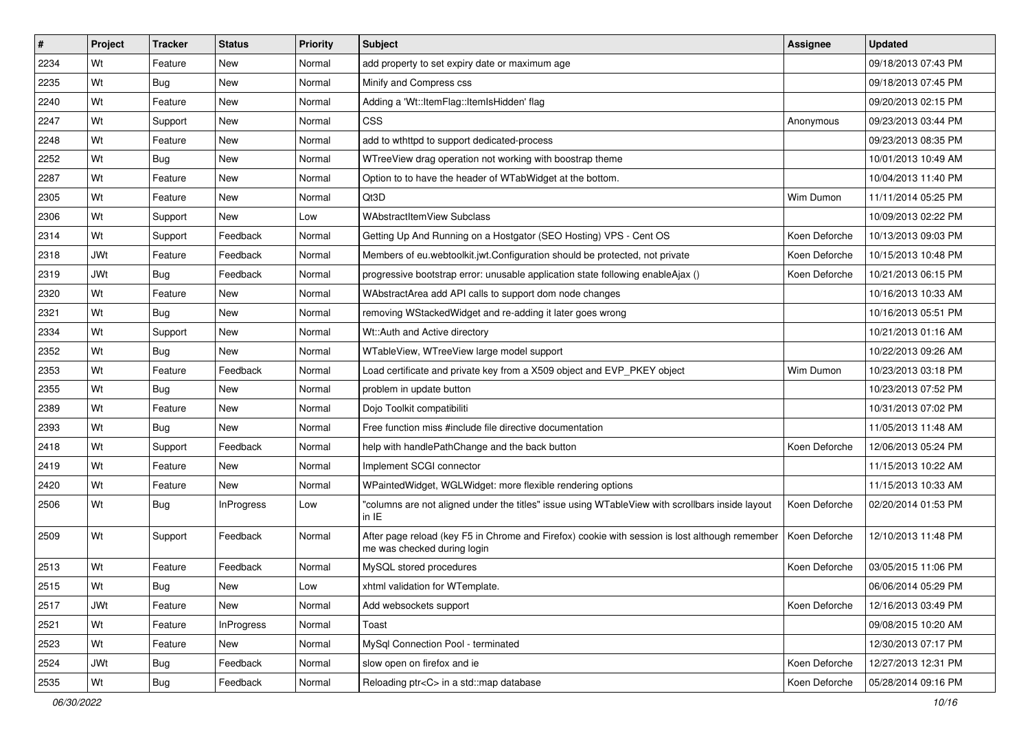| # | Project | Tracker | Status | Priority | Subject | Assignee | Updated |
| --- | --- | --- | --- | --- | --- | --- | --- |
| 2234 | Wt | Feature | New | Normal | add property to set expiry date or maximum age | | 09/18/2013 07:43 PM |
| 2235 | Wt | Bug | New | Normal | Minify and Compress css | | 09/18/2013 07:45 PM |
| 2240 | Wt | Feature | New | Normal | Adding a 'Wt::ItemFlag::ItemIsHidden' flag | | 09/20/2013 02:15 PM |
| 2247 | Wt | Support | New | Normal | CSS | Anonymous | 09/23/2013 03:44 PM |
| 2248 | Wt | Feature | New | Normal | add to wthttpd to support dedicated-process | | 09/23/2013 08:35 PM |
| 2252 | Wt | Bug | New | Normal | WTreeView drag operation not working with boostrap theme | | 10/01/2013 10:49 AM |
| 2287 | Wt | Feature | New | Normal | Option to to have the header of WTabWidget at the bottom. | | 10/04/2013 11:40 PM |
| 2305 | Wt | Feature | New | Normal | Qt3D | Wim Dumon | 11/11/2014 05:25 PM |
| 2306 | Wt | Support | New | Low | WAbstractItemView Subclass | | 10/09/2013 02:22 PM |
| 2314 | Wt | Support | Feedback | Normal | Getting Up And Running on a Hostgator (SEO Hosting) VPS - Cent OS | Koen Deforche | 10/13/2013 09:03 PM |
| 2318 | JWt | Feature | Feedback | Normal | Members of eu.webtoolkit.jwt.Configuration should be protected, not private | Koen Deforche | 10/15/2013 10:48 PM |
| 2319 | JWt | Bug | Feedback | Normal | progressive bootstrap error: unusable application state following enableAjax () | Koen Deforche | 10/21/2013 06:15 PM |
| 2320 | Wt | Feature | New | Normal | WAbstractArea add API calls to support dom node changes | | 10/16/2013 10:33 AM |
| 2321 | Wt | Bug | New | Normal | removing WStackedWidget and re-adding it later goes wrong | | 10/16/2013 05:51 PM |
| 2334 | Wt | Support | New | Normal | Wt::Auth and Active directory | | 10/21/2013 01:16 AM |
| 2352 | Wt | Bug | New | Normal | WTableView, WTreeView large model support | | 10/22/2013 09:26 AM |
| 2353 | Wt | Feature | Feedback | Normal | Load certificate and private key from a X509 object and EVP_PKEY object | Wim Dumon | 10/23/2013 03:18 PM |
| 2355 | Wt | Bug | New | Normal | problem in update button | | 10/23/2013 07:52 PM |
| 2389 | Wt | Feature | New | Normal | Dojo Toolkit compatibiliti | | 10/31/2013 07:02 PM |
| 2393 | Wt | Bug | New | Normal | Free function miss #include file directive documentation | | 11/05/2013 11:48 AM |
| 2418 | Wt | Support | Feedback | Normal | help with handlePathChange and the back button | Koen Deforche | 12/06/2013 05:24 PM |
| 2419 | Wt | Feature | New | Normal | Implement SCGI connector | | 11/15/2013 10:22 AM |
| 2420 | Wt | Feature | New | Normal | WPaintedWidget, WGLWidget: more flexible rendering options | | 11/15/2013 10:33 AM |
| 2506 | Wt | Bug | InProgress | Low | "columns are not aligned under the titles" issue using WTableView with scrollbars inside layout in IE | Koen Deforche | 02/20/2014 01:53 PM |
| 2509 | Wt | Support | Feedback | Normal | After page reload (key F5 in Chrome and Firefox) cookie with session is lost although remember me was checked during login | Koen Deforche | 12/10/2013 11:48 PM |
| 2513 | Wt | Feature | Feedback | Normal | MySQL stored procedures | Koen Deforche | 03/05/2015 11:06 PM |
| 2515 | Wt | Bug | New | Low | xhtml validation for WTemplate. | | 06/06/2014 05:29 PM |
| 2517 | JWt | Feature | New | Normal | Add websockets support | Koen Deforche | 12/16/2013 03:49 PM |
| 2521 | Wt | Feature | InProgress | Normal | Toast | | 09/08/2015 10:20 AM |
| 2523 | Wt | Feature | New | Normal | MySql Connection Pool - terminated | | 12/30/2013 07:17 PM |
| 2524 | JWt | Bug | Feedback | Normal | slow open on firefox and ie | Koen Deforche | 12/27/2013 12:31 PM |
| 2535 | Wt | Bug | Feedback | Normal | Reloading ptr<C> in a std::map database | Koen Deforche | 05/28/2014 09:16 PM |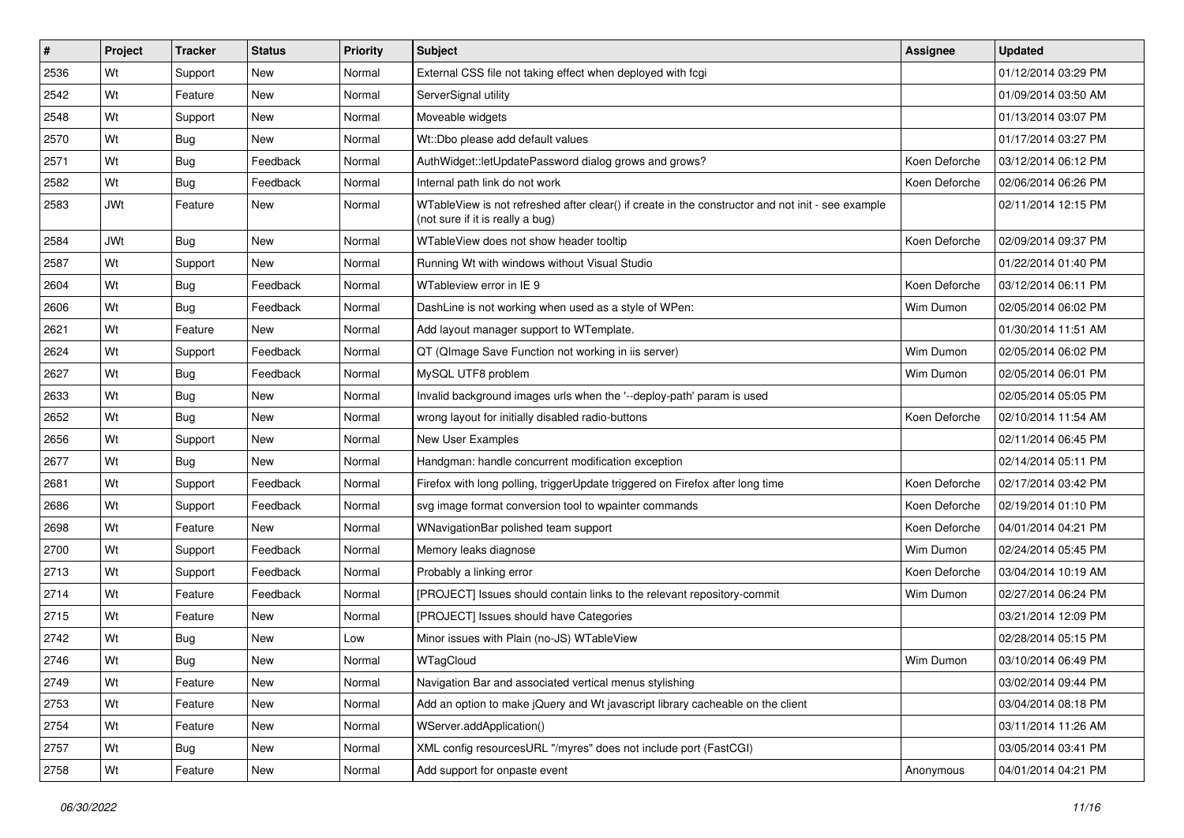| # | Project | Tracker | Status | Priority | Subject | Assignee | Updated |
|---|---|---|---|---|---|---|---|
| 2536 | Wt | Support | New | Normal | External CSS file not taking effect when deployed with fcgi | | 01/12/2014 03:29 PM |
| 2542 | Wt | Feature | New | Normal | ServerSignal utility | | 01/09/2014 03:50 AM |
| 2548 | Wt | Support | New | Normal | Moveable widgets | | 01/13/2014 03:07 PM |
| 2570 | Wt | Bug | New | Normal | Wt::Dbo please add default values | | 01/17/2014 03:27 PM |
| 2571 | Wt | Bug | Feedback | Normal | AuthWidget::letUpdatePassword dialog grows and grows? | Koen Deforche | 03/12/2014 06:12 PM |
| 2582 | Wt | Bug | Feedback | Normal | Internal path link do not work | Koen Deforche | 02/06/2014 06:26 PM |
| 2583 | JWt | Feature | New | Normal | WTableView is not refreshed after clear() if create in the constructor and not init - see example (not sure if it is really a bug) | | 02/11/2014 12:15 PM |
| 2584 | JWt | Bug | New | Normal | WTableView does not show header tooltip | Koen Deforche | 02/09/2014 09:37 PM |
| 2587 | Wt | Support | New | Normal | Running Wt with windows without Visual Studio | | 01/22/2014 01:40 PM |
| 2604 | Wt | Bug | Feedback | Normal | WTableview error in IE 9 | Koen Deforche | 03/12/2014 06:11 PM |
| 2606 | Wt | Bug | Feedback | Normal | DashLine is not working when used as a style of WPen: | Wim Dumon | 02/05/2014 06:02 PM |
| 2621 | Wt | Feature | New | Normal | Add layout manager support to WTemplate. | | 01/30/2014 11:51 AM |
| 2624 | Wt | Support | Feedback | Normal | QT (QImage Save Function not working in iis server) | Wim Dumon | 02/05/2014 06:02 PM |
| 2627 | Wt | Bug | Feedback | Normal | MySQL UTF8 problem | Wim Dumon | 02/05/2014 06:01 PM |
| 2633 | Wt | Bug | New | Normal | Invalid background images urls when the '--deploy-path' param is used | | 02/05/2014 05:05 PM |
| 2652 | Wt | Bug | New | Normal | wrong layout for initially disabled radio-buttons | Koen Deforche | 02/10/2014 11:54 AM |
| 2656 | Wt | Support | New | Normal | New User Examples | | 02/11/2014 06:45 PM |
| 2677 | Wt | Bug | New | Normal | Handgman: handle concurrent modification exception | | 02/14/2014 05:11 PM |
| 2681 | Wt | Support | Feedback | Normal | Firefox with long polling, triggerUpdate triggered on Firefox after long time | Koen Deforche | 02/17/2014 03:42 PM |
| 2686 | Wt | Support | Feedback | Normal | svg image format conversion tool to wpainter commands | Koen Deforche | 02/19/2014 01:10 PM |
| 2698 | Wt | Feature | New | Normal | WNavigationBar polished team support | Koen Deforche | 04/01/2014 04:21 PM |
| 2700 | Wt | Support | Feedback | Normal | Memory leaks diagnose | Wim Dumon | 02/24/2014 05:45 PM |
| 2713 | Wt | Support | Feedback | Normal | Probably a linking error | Koen Deforche | 03/04/2014 10:19 AM |
| 2714 | Wt | Feature | Feedback | Normal | [PROJECT] Issues should contain links to the relevant repository-commit | Wim Dumon | 02/27/2014 06:24 PM |
| 2715 | Wt | Feature | New | Normal | [PROJECT] Issues should have Categories | | 03/21/2014 12:09 PM |
| 2742 | Wt | Bug | New | Low | Minor issues with Plain (no-JS) WTableView | | 02/28/2014 05:15 PM |
| 2746 | Wt | Bug | New | Normal | WTagCloud | Wim Dumon | 03/10/2014 06:49 PM |
| 2749 | Wt | Feature | New | Normal | Navigation Bar and associated vertical menus stylishing | | 03/02/2014 09:44 PM |
| 2753 | Wt | Feature | New | Normal | Add an option to make jQuery and Wt javascript library cacheable on the client | | 03/04/2014 08:18 PM |
| 2754 | Wt | Feature | New | Normal | WServer.addApplication() | | 03/11/2014 11:26 AM |
| 2757 | Wt | Bug | New | Normal | XML config resourcesURL "/myres" does not include port (FastCGI) | | 03/05/2014 03:41 PM |
| 2758 | Wt | Feature | New | Normal | Add support for onpaste event | Anonymous | 04/01/2014 04:21 PM |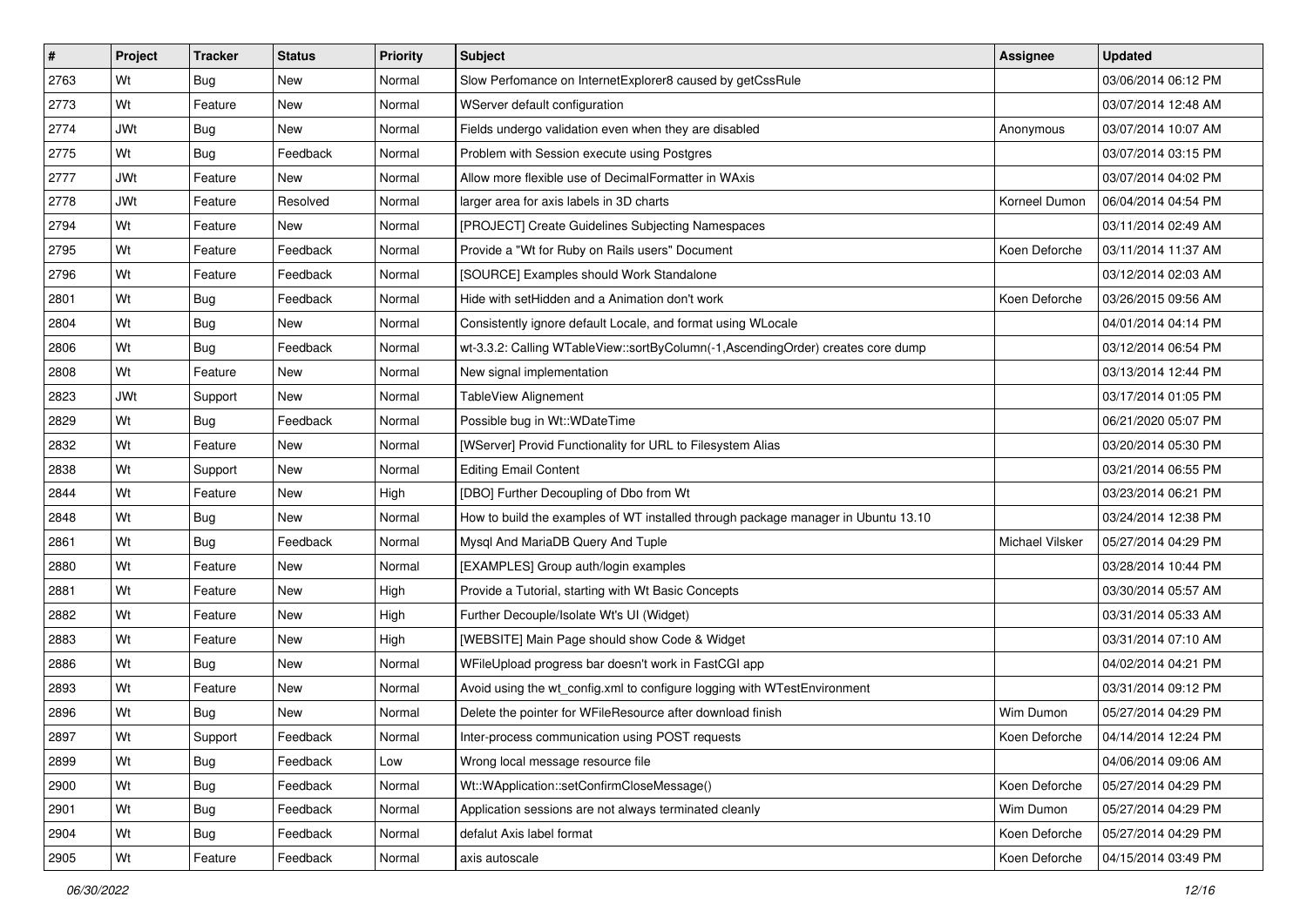| # | Project | Tracker | Status | Priority | Subject | Assignee | Updated |
|---|---|---|---|---|---|---|---|
| 2763 | Wt | Bug | New | Normal | Slow Perfomance on InternetExplorer8 caused by getCssRule | | 03/06/2014 06:12 PM |
| 2773 | Wt | Feature | New | Normal | WServer default configuration | | 03/07/2014 12:48 AM |
| 2774 | JWt | Bug | New | Normal | Fields undergo validation even when they are disabled | Anonymous | 03/07/2014 10:07 AM |
| 2775 | Wt | Bug | Feedback | Normal | Problem with Session execute using Postgres | | 03/07/2014 03:15 PM |
| 2777 | JWt | Feature | New | Normal | Allow more flexible use of DecimalFormatter in WAxis | | 03/07/2014 04:02 PM |
| 2778 | JWt | Feature | Resolved | Normal | larger area for axis labels in 3D charts | Korneel Dumon | 06/04/2014 04:54 PM |
| 2794 | Wt | Feature | New | Normal | [PROJECT] Create Guidelines Subjecting Namespaces | | 03/11/2014 02:49 AM |
| 2795 | Wt | Feature | Feedback | Normal | Provide a "Wt for Ruby on Rails users" Document | Koen Deforche | 03/11/2014 11:37 AM |
| 2796 | Wt | Feature | Feedback | Normal | [SOURCE] Examples should Work Standalone | | 03/12/2014 02:03 AM |
| 2801 | Wt | Bug | Feedback | Normal | Hide with setHidden and a Animation don't work | Koen Deforche | 03/26/2015 09:56 AM |
| 2804 | Wt | Bug | New | Normal | Consistently ignore default Locale, and format using WLocale | | 04/01/2014 04:14 PM |
| 2806 | Wt | Bug | Feedback | Normal | wt-3.3.2: Calling WTableView::sortByColumn(-1,AscendingOrder) creates core dump | | 03/12/2014 06:54 PM |
| 2808 | Wt | Feature | New | Normal | New signal implementation | | 03/13/2014 12:44 PM |
| 2823 | JWt | Support | New | Normal | TableView Alignement | | 03/17/2014 01:05 PM |
| 2829 | Wt | Bug | Feedback | Normal | Possible bug in Wt::WDateTime | | 06/21/2020 05:07 PM |
| 2832 | Wt | Feature | New | Normal | [WServer] Provid Functionality for URL to Filesystem Alias | | 03/20/2014 05:30 PM |
| 2838 | Wt | Support | New | Normal | Editing Email Content | | 03/21/2014 06:55 PM |
| 2844 | Wt | Feature | New | High | [DBO] Further Decoupling of Dbo from Wt | | 03/23/2014 06:21 PM |
| 2848 | Wt | Bug | New | Normal | How to build the examples of WT installed through package manager in Ubuntu 13.10 | | 03/24/2014 12:38 PM |
| 2861 | Wt | Bug | Feedback | Normal | Mysql And MariaDB Query And Tuple | Michael Vilsker | 05/27/2014 04:29 PM |
| 2880 | Wt | Feature | New | Normal | [EXAMPLES] Group auth/login examples | | 03/28/2014 10:44 PM |
| 2881 | Wt | Feature | New | High | Provide a Tutorial, starting with Wt Basic Concepts | | 03/30/2014 05:57 AM |
| 2882 | Wt | Feature | New | High | Further Decouple/Isolate Wt's UI (Widget) | | 03/31/2014 05:33 AM |
| 2883 | Wt | Feature | New | High | [WEBSITE] Main Page should show Code & Widget | | 03/31/2014 07:10 AM |
| 2886 | Wt | Bug | New | Normal | WFileUpload progress bar doesn't work in FastCGI app | | 04/02/2014 04:21 PM |
| 2893 | Wt | Feature | New | Normal | Avoid using the wt_config.xml to configure logging with WTestEnvironment | | 03/31/2014 09:12 PM |
| 2896 | Wt | Bug | New | Normal | Delete the pointer for WFileResource after download finish | Wim Dumon | 05/27/2014 04:29 PM |
| 2897 | Wt | Support | Feedback | Normal | Inter-process communication using POST requests | Koen Deforche | 04/14/2014 12:24 PM |
| 2899 | Wt | Bug | Feedback | Low | Wrong local message resource file | | 04/06/2014 09:06 AM |
| 2900 | Wt | Bug | Feedback | Normal | Wt::WApplication::setConfirmCloseMessage() | Koen Deforche | 05/27/2014 04:29 PM |
| 2901 | Wt | Bug | Feedback | Normal | Application sessions are not always terminated cleanly | Wim Dumon | 05/27/2014 04:29 PM |
| 2904 | Wt | Bug | Feedback | Normal | defalut Axis label format | Koen Deforche | 05/27/2014 04:29 PM |
| 2905 | Wt | Feature | Feedback | Normal | axis autoscale | Koen Deforche | 04/15/2014 03:49 PM |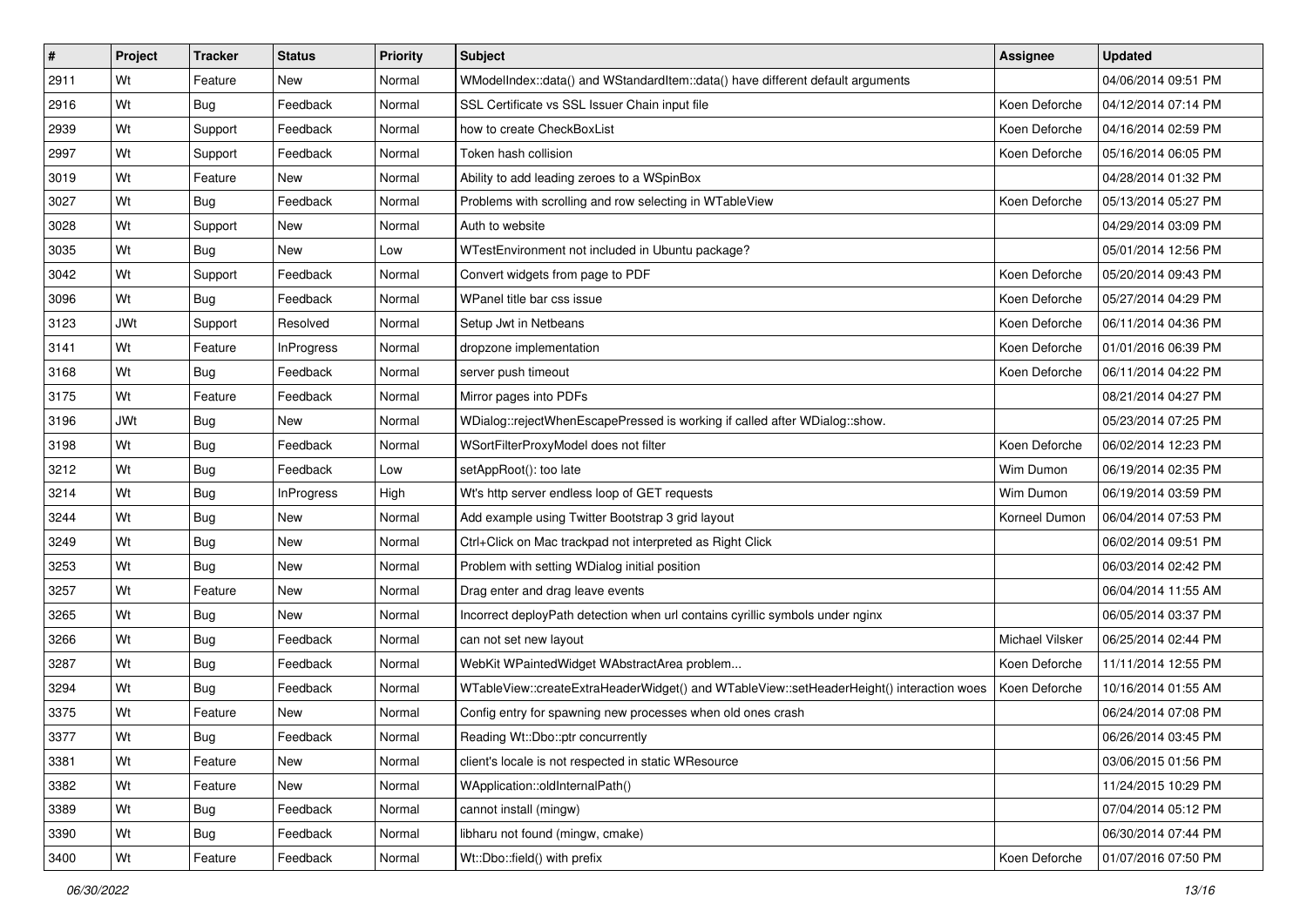| # | Project | Tracker | Status | Priority | Subject | Assignee | Updated |
|---|---|---|---|---|---|---|---|
| 2911 | Wt | Feature | New | Normal | WModelIndex::data() and WStandardItem::data() have different default arguments | | 04/06/2014 09:51 PM |
| 2916 | Wt | Bug | Feedback | Normal | SSL Certificate vs SSL Issuer Chain input file | Koen Deforche | 04/12/2014 07:14 PM |
| 2939 | Wt | Support | Feedback | Normal | how to create CheckBoxList | Koen Deforche | 04/16/2014 02:59 PM |
| 2997 | Wt | Support | Feedback | Normal | Token hash collision | Koen Deforche | 05/16/2014 06:05 PM |
| 3019 | Wt | Feature | New | Normal | Ability to add leading zeroes to a WSpinBox | | 04/28/2014 01:32 PM |
| 3027 | Wt | Bug | Feedback | Normal | Problems with scrolling and row selecting in WTableView | Koen Deforche | 05/13/2014 05:27 PM |
| 3028 | Wt | Support | New | Normal | Auth to website | | 04/29/2014 03:09 PM |
| 3035 | Wt | Bug | New | Low | WTestEnvironment not included in Ubuntu package? | | 05/01/2014 12:56 PM |
| 3042 | Wt | Support | Feedback | Normal | Convert widgets from page to PDF | Koen Deforche | 05/20/2014 09:43 PM |
| 3096 | Wt | Bug | Feedback | Normal | WPanel title bar css issue | Koen Deforche | 05/27/2014 04:29 PM |
| 3123 | JWt | Support | Resolved | Normal | Setup Jwt in Netbeans | Koen Deforche | 06/11/2014 04:36 PM |
| 3141 | Wt | Feature | InProgress | Normal | dropzone implementation | Koen Deforche | 01/01/2016 06:39 PM |
| 3168 | Wt | Bug | Feedback | Normal | server push timeout | Koen Deforche | 06/11/2014 04:22 PM |
| 3175 | Wt | Feature | Feedback | Normal | Mirror pages into PDFs | | 08/21/2014 04:27 PM |
| 3196 | JWt | Bug | New | Normal | WDialog::rejectWhenEscapePressed is working if called after WDialog::show. | | 05/23/2014 07:25 PM |
| 3198 | Wt | Bug | Feedback | Normal | WSortFilterProxyModel does not filter | Koen Deforche | 06/02/2014 12:23 PM |
| 3212 | Wt | Bug | Feedback | Low | setAppRoot(): too late | Wim Dumon | 06/19/2014 02:35 PM |
| 3214 | Wt | Bug | InProgress | High | Wt's http server endless loop of GET requests | Wim Dumon | 06/19/2014 03:59 PM |
| 3244 | Wt | Bug | New | Normal | Add example using Twitter Bootstrap 3 grid layout | Korneel Dumon | 06/04/2014 07:53 PM |
| 3249 | Wt | Bug | New | Normal | Ctrl+Click on Mac trackpad not interpreted as Right Click | | 06/02/2014 09:51 PM |
| 3253 | Wt | Bug | New | Normal | Problem with setting WDialog initial position | | 06/03/2014 02:42 PM |
| 3257 | Wt | Feature | New | Normal | Drag enter and drag leave events | | 06/04/2014 11:55 AM |
| 3265 | Wt | Bug | New | Normal | Incorrect deployPath detection when url contains cyrillic symbols under nginx | | 06/05/2014 03:37 PM |
| 3266 | Wt | Bug | Feedback | Normal | can not set new layout | Michael Vilsker | 06/25/2014 02:44 PM |
| 3287 | Wt | Bug | Feedback | Normal | WebKit WPaintedWidget WAbstractArea problem... | Koen Deforche | 11/11/2014 12:55 PM |
| 3294 | Wt | Bug | Feedback | Normal | WTableView::createExtraHeaderWidget() and WTableView::setHeaderHeight() interaction woes | Koen Deforche | 10/16/2014 01:55 AM |
| 3375 | Wt | Feature | New | Normal | Config entry for spawning new processes when old ones crash | | 06/24/2014 07:08 PM |
| 3377 | Wt | Bug | Feedback | Normal | Reading Wt::Dbo::ptr concurrently | | 06/26/2014 03:45 PM |
| 3381 | Wt | Feature | New | Normal | client's locale is not respected in static WResource | | 03/06/2015 01:56 PM |
| 3382 | Wt | Feature | New | Normal | WApplication::oldInternalPath() | | 11/24/2015 10:29 PM |
| 3389 | Wt | Bug | Feedback | Normal | cannot install (mingw) | | 07/04/2014 05:12 PM |
| 3390 | Wt | Bug | Feedback | Normal | libharu not found (mingw, cmake) | | 06/30/2014 07:44 PM |
| 3400 | Wt | Feature | Feedback | Normal | Wt::Dbo::field() with prefix | Koen Deforche | 01/07/2016 07:50 PM |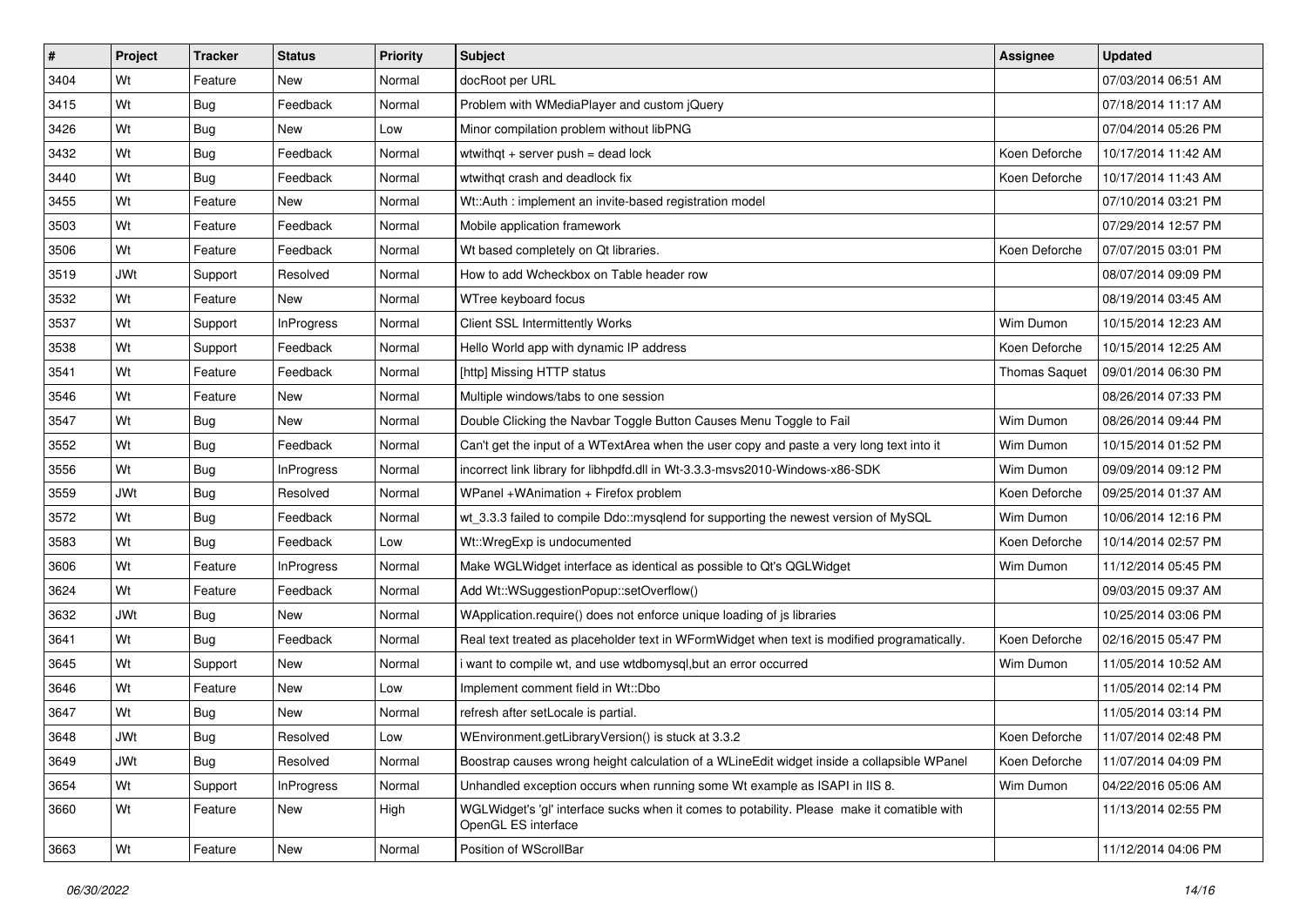| # | Project | Tracker | Status | Priority | Subject | Assignee | Updated |
|---|---|---|---|---|---|---|---|
| 3404 | Wt | Feature | New | Normal | docRoot per URL | | 07/03/2014 06:51 AM |
| 3415 | Wt | Bug | Feedback | Normal | Problem with WMediaPlayer and custom jQuery | | 07/18/2014 11:17 AM |
| 3426 | Wt | Bug | New | Low | Minor compilation problem without libPNG | | 07/04/2014 05:26 PM |
| 3432 | Wt | Bug | Feedback | Normal | wtwithqt + server push = dead lock | Koen Deforche | 10/17/2014 11:42 AM |
| 3440 | Wt | Bug | Feedback | Normal | wtwithqt crash and deadlock fix | Koen Deforche | 10/17/2014 11:43 AM |
| 3455 | Wt | Feature | New | Normal | Wt::Auth : implement an invite-based registration model | | 07/10/2014 03:21 PM |
| 3503 | Wt | Feature | Feedback | Normal | Mobile application framework | | 07/29/2014 12:57 PM |
| 3506 | Wt | Feature | Feedback | Normal | Wt based completely on Qt libraries. | Koen Deforche | 07/07/2015 03:01 PM |
| 3519 | JWt | Support | Resolved | Normal | How to add Wcheckbox on Table header row | | 08/07/2014 09:09 PM |
| 3532 | Wt | Feature | New | Normal | WTree keyboard focus | | 08/19/2014 03:45 AM |
| 3537 | Wt | Support | InProgress | Normal | Client SSL Intermittently Works | Wim Dumon | 10/15/2014 12:23 AM |
| 3538 | Wt | Support | Feedback | Normal | Hello World app with dynamic IP address | Koen Deforche | 10/15/2014 12:25 AM |
| 3541 | Wt | Feature | Feedback | Normal | [http] Missing HTTP status | Thomas Saquet | 09/01/2014 06:30 PM |
| 3546 | Wt | Feature | New | Normal | Multiple windows/tabs to one session | | 08/26/2014 07:33 PM |
| 3547 | Wt | Bug | New | Normal | Double Clicking the Navbar Toggle Button Causes Menu Toggle to Fail | Wim Dumon | 08/26/2014 09:44 PM |
| 3552 | Wt | Bug | Feedback | Normal | Can't get the input of a WTextArea when the user copy and paste a very long text into it | Wim Dumon | 10/15/2014 01:52 PM |
| 3556 | Wt | Bug | InProgress | Normal | incorrect link library for libhpdfd.dll in Wt-3.3.3-msvs2010-Windows-x86-SDK | Wim Dumon | 09/09/2014 09:12 PM |
| 3559 | JWt | Bug | Resolved | Normal | WPanel +WAnimation + Firefox problem | Koen Deforche | 09/25/2014 01:37 AM |
| 3572 | Wt | Bug | Feedback | Normal | wt_3.3.3 failed to compile Ddo::mysqlend for supporting the newest version of MySQL | Wim Dumon | 10/06/2014 12:16 PM |
| 3583 | Wt | Bug | Feedback | Low | Wt::WregExp is undocumented | Koen Deforche | 10/14/2014 02:57 PM |
| 3606 | Wt | Feature | InProgress | Normal | Make WGLWidget interface as identical as possible to Qt's QGLWidget | Wim Dumon | 11/12/2014 05:45 PM |
| 3624 | Wt | Feature | Feedback | Normal | Add Wt::WSuggestionPopup::setOverflow() | | 09/03/2015 09:37 AM |
| 3632 | JWt | Bug | New | Normal | WApplication.require() does not enforce unique loading of js libraries | | 10/25/2014 03:06 PM |
| 3641 | Wt | Bug | Feedback | Normal | Real text treated as placeholder text in WFormWidget when text is modified programatically. | Koen Deforche | 02/16/2015 05:47 PM |
| 3645 | Wt | Support | New | Normal | i want to compile wt, and use wtdbomysql,but an error occurred | Wim Dumon | 11/05/2014 10:52 AM |
| 3646 | Wt | Feature | New | Low | Implement comment field in Wt::Dbo | | 11/05/2014 02:14 PM |
| 3647 | Wt | Bug | New | Normal | refresh after setLocale is partial. | | 11/05/2014 03:14 PM |
| 3648 | JWt | Bug | Resolved | Low | WEnvironment.getLibraryVersion() is stuck at 3.3.2 | Koen Deforche | 11/07/2014 02:48 PM |
| 3649 | JWt | Bug | Resolved | Normal | Boostrap causes wrong height calculation of a WLineEdit widget inside a collapsible WPanel | Koen Deforche | 11/07/2014 04:09 PM |
| 3654 | Wt | Support | InProgress | Normal | Unhandled exception occurs when running some Wt example as ISAPI in IIS 8. | Wim Dumon | 04/22/2016 05:06 AM |
| 3660 | Wt | Feature | New | High | WGLWidget's 'gl' interface sucks when it comes to potability. Please make it comatible with OpenGL ES interface | | 11/13/2014 02:55 PM |
| 3663 | Wt | Feature | New | Normal | Position of WScrollBar | | 11/12/2014 04:06 PM |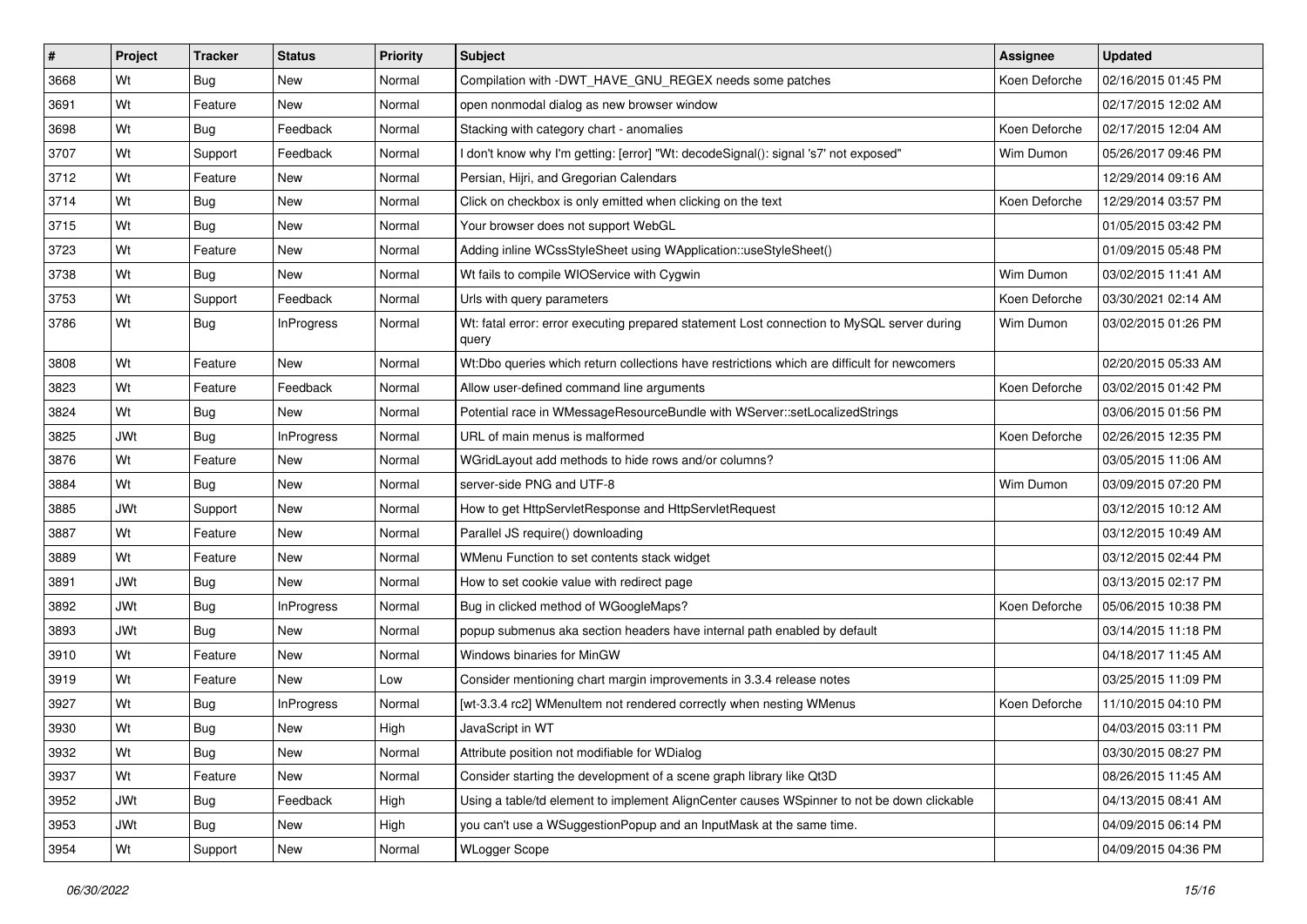| # | Project | Tracker | Status | Priority | Subject | Assignee | Updated |
|---|---|---|---|---|---|---|---|
| 3668 | Wt | Bug | New | Normal | Compilation with -DWT_HAVE_GNU_REGEX needs some patches | Koen Deforche | 02/16/2015 01:45 PM |
| 3691 | Wt | Feature | New | Normal | open nonmodal dialog as new browser window | | 02/17/2015 12:02 AM |
| 3698 | Wt | Bug | Feedback | Normal | Stacking with category chart - anomalies | Koen Deforche | 02/17/2015 12:04 AM |
| 3707 | Wt | Support | Feedback | Normal | I don't know why I'm getting: [error] "Wt: decodeSignal(): signal 's7' not exposed" | Wim Dumon | 05/26/2017 09:46 PM |
| 3712 | Wt | Feature | New | Normal | Persian, Hijri, and Gregorian Calendars | | 12/29/2014 09:16 AM |
| 3714 | Wt | Bug | New | Normal | Click on checkbox is only emitted when clicking on the text | Koen Deforche | 12/29/2014 03:57 PM |
| 3715 | Wt | Bug | New | Normal | Your browser does not support WebGL | | 01/05/2015 03:42 PM |
| 3723 | Wt | Feature | New | Normal | Adding inline WCssStyleSheet using WApplication::useStyleSheet() | | 01/09/2015 05:48 PM |
| 3738 | Wt | Bug | New | Normal | Wt fails to compile WIOService with Cygwin | Wim Dumon | 03/02/2015 11:41 AM |
| 3753 | Wt | Support | Feedback | Normal | Urls with query parameters | Koen Deforche | 03/30/2021 02:14 AM |
| 3786 | Wt | Bug | InProgress | Normal | Wt: fatal error: error executing prepared statement Lost connection to MySQL server during query | Wim Dumon | 03/02/2015 01:26 PM |
| 3808 | Wt | Feature | New | Normal | Wt:Dbo queries which return collections have restrictions which are difficult for newcomers | | 02/20/2015 05:33 AM |
| 3823 | Wt | Feature | Feedback | Normal | Allow user-defined command line arguments | Koen Deforche | 03/02/2015 01:42 PM |
| 3824 | Wt | Bug | New | Normal | Potential race in WMessageResourceBundle with WServer::setLocalizedStrings | | 03/06/2015 01:56 PM |
| 3825 | JWt | Bug | InProgress | Normal | URL of main menus is malformed | Koen Deforche | 02/26/2015 12:35 PM |
| 3876 | Wt | Feature | New | Normal | WGridLayout add methods to hide rows and/or columns? | | 03/05/2015 11:06 AM |
| 3884 | Wt | Bug | New | Normal | server-side PNG and UTF-8 | Wim Dumon | 03/09/2015 07:20 PM |
| 3885 | JWt | Support | New | Normal | How to get HttpServletResponse and HttpServletRequest | | 03/12/2015 10:12 AM |
| 3887 | Wt | Feature | New | Normal | Parallel JS require() downloading | | 03/12/2015 10:49 AM |
| 3889 | Wt | Feature | New | Normal | WMenu Function to set contents stack widget | | 03/12/2015 02:44 PM |
| 3891 | JWt | Bug | New | Normal | How to set cookie value with redirect page | | 03/13/2015 02:17 PM |
| 3892 | JWt | Bug | InProgress | Normal | Bug in clicked method of WGoogleMaps? | Koen Deforche | 05/06/2015 10:38 PM |
| 3893 | JWt | Bug | New | Normal | popup submenus aka section headers have internal path enabled by default | | 03/14/2015 11:18 PM |
| 3910 | Wt | Feature | New | Normal | Windows binaries for MinGW | | 04/18/2017 11:45 AM |
| 3919 | Wt | Feature | New | Low | Consider mentioning chart margin improvements in 3.3.4 release notes | | 03/25/2015 11:09 PM |
| 3927 | Wt | Bug | InProgress | Normal | [wt-3.3.4 rc2] WMenuItem not rendered correctly when nesting WMenus | Koen Deforche | 11/10/2015 04:10 PM |
| 3930 | Wt | Bug | New | High | JavaScript in WT | | 04/03/2015 03:11 PM |
| 3932 | Wt | Bug | New | Normal | Attribute position not modifiable for WDialog | | 03/30/2015 08:27 PM |
| 3937 | Wt | Feature | New | Normal | Consider starting the development of a scene graph library like Qt3D | | 08/26/2015 11:45 AM |
| 3952 | JWt | Bug | Feedback | High | Using a table/td element to implement AlignCenter causes WSpinner to not be down clickable | | 04/13/2015 08:41 AM |
| 3953 | JWt | Bug | New | High | you can't use a WSuggestionPopup and an InputMask at the same time. | | 04/09/2015 06:14 PM |
| 3954 | Wt | Support | New | Normal | WLogger Scope | | 04/09/2015 04:36 PM |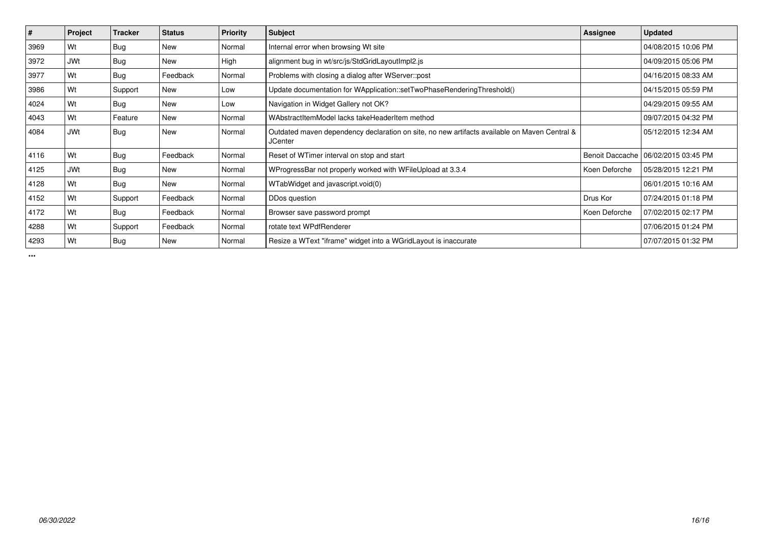| # | Project | Tracker | Status | Priority | Subject | Assignee | Updated |
|---|---|---|---|---|---|---|---|
| 3969 | Wt | Bug | New | Normal | Internal error when browsing Wt site | | 04/08/2015 10:06 PM |
| 3972 | JWt | Bug | New | High | alignment bug in wt/src/js/StdGridLayoutImpl2.js | | 04/09/2015 05:06 PM |
| 3977 | Wt | Bug | Feedback | Normal | Problems with closing a dialog after WServer::post | | 04/16/2015 08:33 AM |
| 3986 | Wt | Support | New | Low | Update documentation for WApplication::setTwoPhaseRenderingThreshold() | | 04/15/2015 05:59 PM |
| 4024 | Wt | Bug | New | Low | Navigation in Widget Gallery not OK? | | 04/29/2015 09:55 AM |
| 4043 | Wt | Feature | New | Normal | WAbstractItemModel lacks takeHeaderItem method | | 09/07/2015 04:32 PM |
| 4084 | JWt | Bug | New | Normal | Outdated maven dependency declaration on site, no new artifacts available on Maven Central & JCenter | | 05/12/2015 12:34 AM |
| 4116 | Wt | Bug | Feedback | Normal | Reset of WTimer interval on stop and start | Benoit Daccache | 06/02/2015 03:45 PM |
| 4125 | JWt | Bug | New | Normal | WProgressBar not properly worked with WFileUpload at 3.3.4 | Koen Deforche | 05/28/2015 12:21 PM |
| 4128 | Wt | Bug | New | Normal | WTabWidget and javascript.void(0) | | 06/01/2015 10:16 AM |
| 4152 | Wt | Support | Feedback | Normal | DDos question | Drus Kor | 07/24/2015 01:18 PM |
| 4172 | Wt | Bug | Feedback | Normal | Browser save password prompt | Koen Deforche | 07/02/2015 02:17 PM |
| 4288 | Wt | Support | Feedback | Normal | rotate text WPdfRenderer | | 07/06/2015 01:24 PM |
| 4293 | Wt | Bug | New | Normal | Resize a WText "iframe" widget into a WGridLayout is inaccurate | | 07/07/2015 01:32 PM |

...